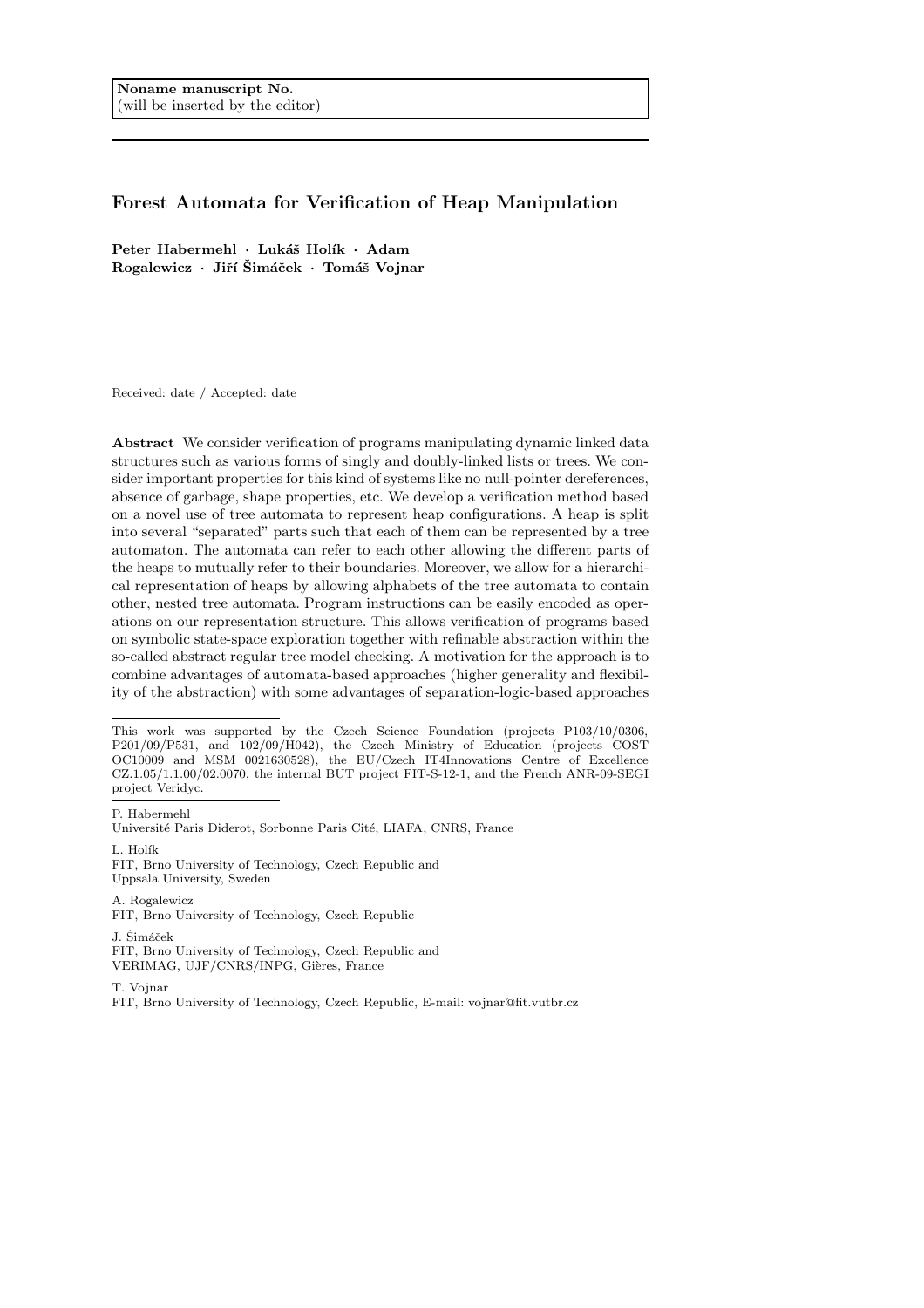**Noname manuscript No.**
(will be inserted by the editor)

# Forest Automata for Verification of Heap Manipulation

**Peter Habermehl · Lukáš Holík · Adam Rogalewicz · Jiří Šimáček · Tomáš Vojnar**

Received: date / Accepted: date

**Abstract** We consider verification of programs manipulating dynamic linked data structures such as various forms of singly and doubly-linked lists or trees. We consider important properties for this kind of systems like no null-pointer dereferences, absence of garbage, shape properties, etc. We develop a verification method based on a novel use of tree automata to represent heap configurations. A heap is split into several "separated" parts such that each of them can be represented by a tree automaton. The automata can refer to each other allowing the different parts of the heaps to mutually refer to their boundaries. Moreover, we allow for a hierarchical representation of heaps by allowing alphabets of the tree automata to contain other, nested tree automata. Program instructions can be easily encoded as operations on our representation structure. This allows verification of programs based on symbolic state-space exploration together with refinable abstraction within the so-called abstract regular tree model checking. A motivation for the approach is to combine advantages of automata-based approaches (higher generality and flexibility of the abstraction) with some advantages of separation-logic-based approaches

---

This work was supported by the Czech Science Foundation (projects P103/10/0306, P201/09/P531, and 102/09/H042), the Czech Ministry of Education (projects COST OC10009 and MSM 0021630528), the EU/Czech IT4Innovations Centre of Excellence CZ.1.05/1.1.00/02.0070, the internal BUT project FIT-S-12-1, and the French ANR-09-SEGI project Veridyc.

---

P. Habermehl
Université Paris Diderot, Sorbonne Paris Cité, LIAFA, CNRS, France

L. Holík
FIT, Brno University of Technology, Czech Republic and
Uppsala University, Sweden

A. Rogalewicz
FIT, Brno University of Technology, Czech Republic

J. Šimáček
FIT, Brno University of Technology, Czech Republic and
VERIMAG, UJF/CNRS/INPG, Gières, France

T. Vojnar
FIT, Brno University of Technology, Czech Republic, E-mail: vojnar@fit.vutbr.cz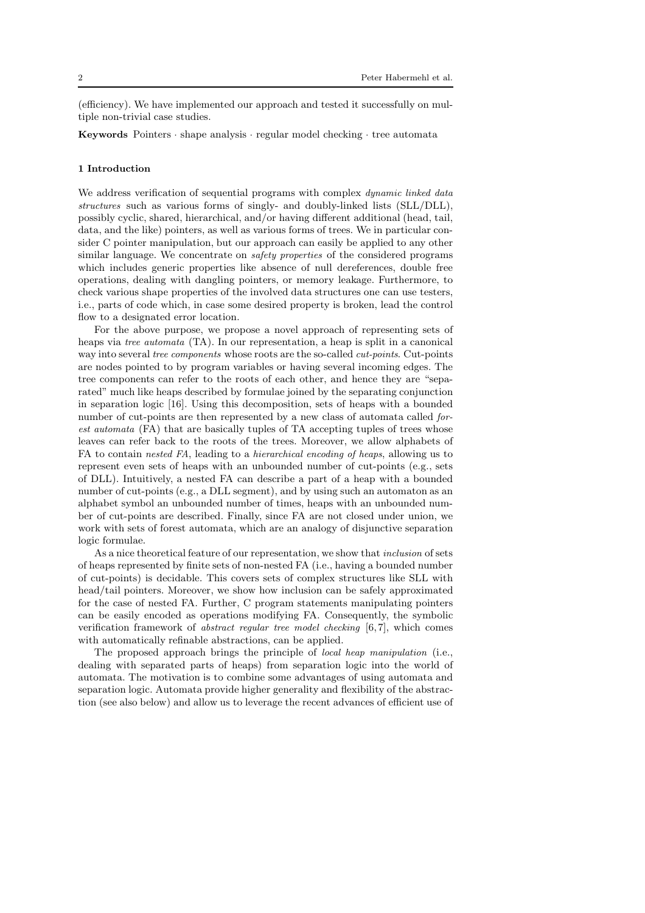(efficiency). We have implemented our approach and tested it successfully on multiple non-trivial case studies.

**Keywords** Pointers · shape analysis · regular model checking · tree automata

## 1 Introduction

We address verification of sequential programs with complex *dynamic linked data structures* such as various forms of singly- and doubly-linked lists (SLL/DLL), possibly cyclic, shared, hierarchical, and/or having different additional (head, tail, data, and the like) pointers, as well as various forms of trees. We in particular consider C pointer manipulation, but our approach can easily be applied to any other similar language. We concentrate on *safety properties* of the considered programs which includes generic properties like absence of null dereferences, double free operations, dealing with dangling pointers, or memory leakage. Furthermore, to check various shape properties of the involved data structures one can use testers, i.e., parts of code which, in case some desired property is broken, lead the control flow to a designated error location.

For the above purpose, we propose a novel approach of representing sets of heaps via *tree automata* (TA). In our representation, a heap is split in a canonical way into several *tree components* whose roots are the so-called *cut-points*. Cut-points are nodes pointed to by program variables or having several incoming edges. The tree components can refer to the roots of each other, and hence they are "separated" much like heaps described by formulae joined by the separating conjunction in separation logic [16]. Using this decomposition, sets of heaps with a bounded number of cut-points are then represented by a new class of automata called *forest automata* (FA) that are basically tuples of TA accepting tuples of trees whose leaves can refer back to the roots of the trees. Moreover, we allow alphabets of FA to contain *nested FA*, leading to a *hierarchical encoding of heaps*, allowing us to represent even sets of heaps with an unbounded number of cut-points (e.g., sets of DLL). Intuitively, a nested FA can describe a part of a heap with a bounded number of cut-points (e.g., a DLL segment), and by using such an automaton as an alphabet symbol an unbounded number of times, heaps with an unbounded number of cut-points are described. Finally, since FA are not closed under union, we work with sets of forest automata, which are an analogy of disjunctive separation logic formulae.

As a nice theoretical feature of our representation, we show that *inclusion* of sets of heaps represented by finite sets of non-nested FA (i.e., having a bounded number of cut-points) is decidable. This covers sets of complex structures like SLL with head/tail pointers. Moreover, we show how inclusion can be safely approximated for the case of nested FA. Further, C program statements manipulating pointers can be easily encoded as operations modifying FA. Consequently, the symbolic verification framework of *abstract regular tree model checking* [6, 7], which comes with automatically refinable abstractions, can be applied.

The proposed approach brings the principle of *local heap manipulation* (i.e., dealing with separated parts of heaps) from separation logic into the world of automata. The motivation is to combine some advantages of using automata and separation logic. Automata provide higher generality and flexibility of the abstraction (see also below) and allow us to leverage the recent advances of efficient use of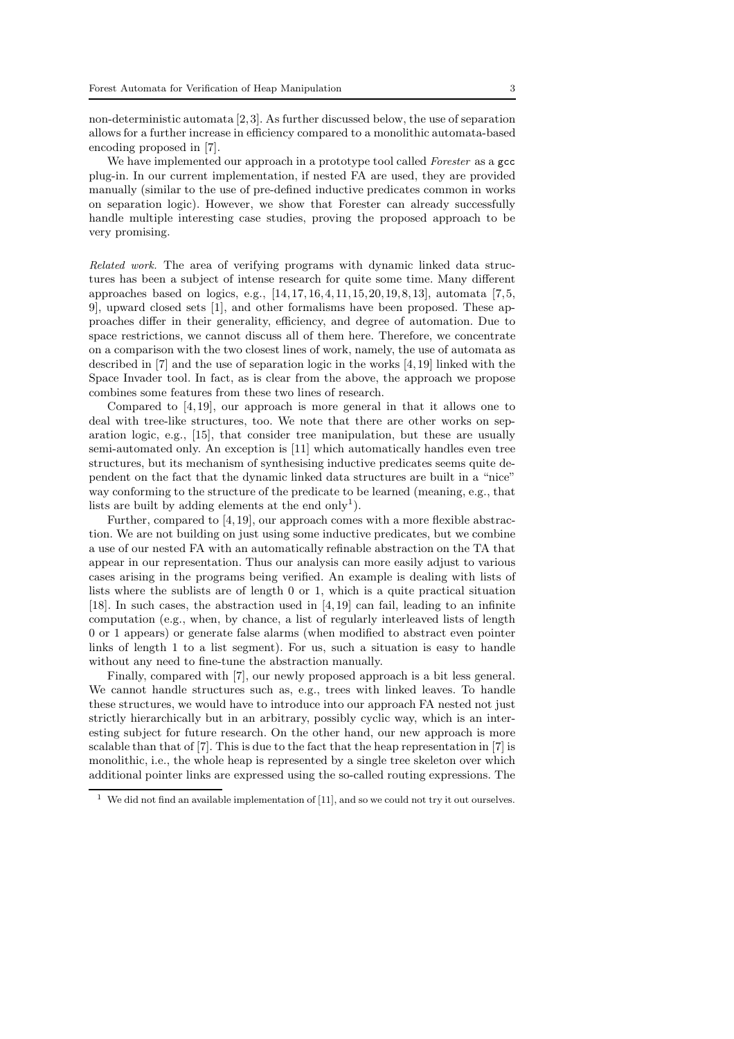non-deterministic automata [2,3]. As further discussed below, the use of separation allows for a further increase in efficiency compared to a monolithic automata-based encoding proposed in [7].

We have implemented our approach in a prototype tool called *Forester* as a gcc plug-in. In our current implementation, if nested FA are used, they are provided manually (similar to the use of pre-defined inductive predicates common in works on separation logic). However, we show that Forester can already successfully handle multiple interesting case studies, proving the proposed approach to be very promising.

*Related work.* The area of verifying programs with dynamic linked data structures has been a subject of intense research for quite some time. Many different approaches based on logics, e.g., [14,17,16,4,11,15,20,19,8,13], automata [7,5, 9], upward closed sets [1], and other formalisms have been proposed. These approaches differ in their generality, efficiency, and degree of automation. Due to space restrictions, we cannot discuss all of them here. Therefore, we concentrate on a comparison with the two closest lines of work, namely, the use of automata as described in [7] and the use of separation logic in the works [4,19] linked with the Space Invader tool. In fact, as is clear from the above, the approach we propose combines some features from these two lines of research.

Compared to [4,19], our approach is more general in that it allows one to deal with tree-like structures, too. We note that there are other works on separation logic, e.g., [15], that consider tree manipulation, but these are usually semi-automated only. An exception is [11] which automatically handles even tree structures, but its mechanism of synthesising inductive predicates seems quite dependent on the fact that the dynamic linked data structures are built in a "nice" way conforming to the structure of the predicate to be learned (meaning, e.g., that lists are built by adding elements at the end only[1]).

Further, compared to [4,19], our approach comes with a more flexible abstraction. We are not building on just using some inductive predicates, but we combine a use of our nested FA with an automatically refinable abstraction on the TA that appear in our representation. Thus our analysis can more easily adjust to various cases arising in the programs being verified. An example is dealing with lists of lists where the sublists are of length 0 or 1, which is a quite practical situation [18]. In such cases, the abstraction used in [4,19] can fail, leading to an infinite computation (e.g., when, by chance, a list of regularly interleaved lists of length 0 or 1 appears) or generate false alarms (when modified to abstract even pointer links of length 1 to a list segment). For us, such a situation is easy to handle without any need to fine-tune the abstraction manually.

Finally, compared with [7], our newly proposed approach is a bit less general. We cannot handle structures such as, e.g., trees with linked leaves. To handle these structures, we would have to introduce into our approach FA nested not just strictly hierarchically but in an arbitrary, possibly cyclic way, which is an interesting subject for future research. On the other hand, our new approach is more scalable than that of [7]. This is due to the fact that the heap representation in [7] is monolithic, i.e., the whole heap is represented by a single tree skeleton over which additional pointer links are expressed using the so-called routing expressions. The

[1] We did not find an available implementation of [11], and so we could not try it out ourselves.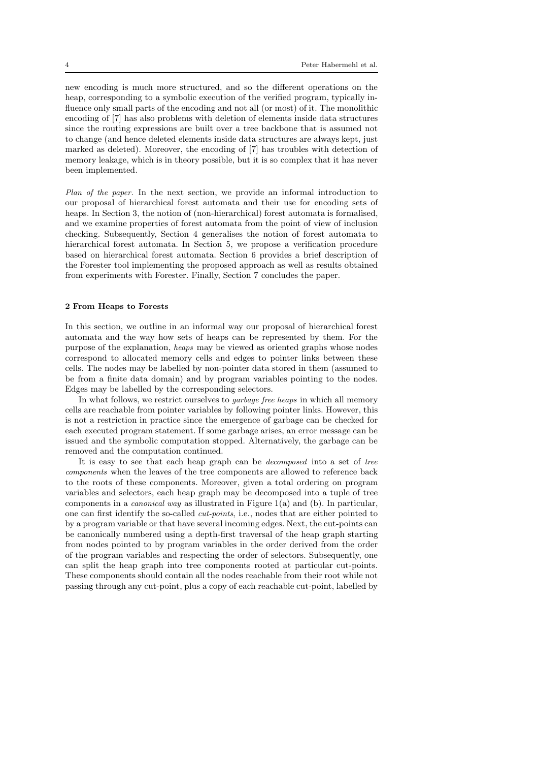new encoding is much more structured, and so the different operations on the heap, corresponding to a symbolic execution of the verified program, typically influence only small parts of the encoding and not all (or most) of it. The monolithic encoding of [7] has also problems with deletion of elements inside data structures since the routing expressions are built over a tree backbone that is assumed not to change (and hence deleted elements inside data structures are always kept, just marked as deleted). Moreover, the encoding of [7] has troubles with detection of memory leakage, which is in theory possible, but it is so complex that it has never been implemented.

*Plan of the paper.* In the next section, we provide an informal introduction to our proposal of hierarchical forest automata and their use for encoding sets of heaps. In Section 3, the notion of (non-hierarchical) forest automata is formalised, and we examine properties of forest automata from the point of view of inclusion checking. Subsequently, Section 4 generalises the notion of forest automata to hierarchical forest automata. In Section 5, we propose a verification procedure based on hierarchical forest automata. Section 6 provides a brief description of the Forester tool implementing the proposed approach as well as results obtained from experiments with Forester. Finally, Section 7 concludes the paper.

## 2 From Heaps to Forests

In this section, we outline in an informal way our proposal of hierarchical forest automata and the way how sets of heaps can be represented by them. For the purpose of the explanation, *heaps* may be viewed as oriented graphs whose nodes correspond to allocated memory cells and edges to pointer links between these cells. The nodes may be labelled by non-pointer data stored in them (assumed to be from a finite data domain) and by program variables pointing to the nodes. Edges may be labelled by the corresponding selectors.

In what follows, we restrict ourselves to *garbage free heaps* in which all memory cells are reachable from pointer variables by following pointer links. However, this is not a restriction in practice since the emergence of garbage can be checked for each executed program statement. If some garbage arises, an error message can be issued and the symbolic computation stopped. Alternatively, the garbage can be removed and the computation continued.

It is easy to see that each heap graph can be *decomposed* into a set of *tree components* when the leaves of the tree components are allowed to reference back to the roots of these components. Moreover, given a total ordering on program variables and selectors, each heap graph may be decomposed into a tuple of tree components in a *canonical way* as illustrated in Figure 1(a) and (b). In particular, one can first identify the so-called *cut-points*, i.e., nodes that are either pointed to by a program variable or that have several incoming edges. Next, the cut-points can be canonically numbered using a depth-first traversal of the heap graph starting from nodes pointed to by program variables in the order derived from the order of the program variables and respecting the order of selectors. Subsequently, one can split the heap graph into tree components rooted at particular cut-points. These components should contain all the nodes reachable from their root while not passing through any cut-point, plus a copy of each reachable cut-point, labelled by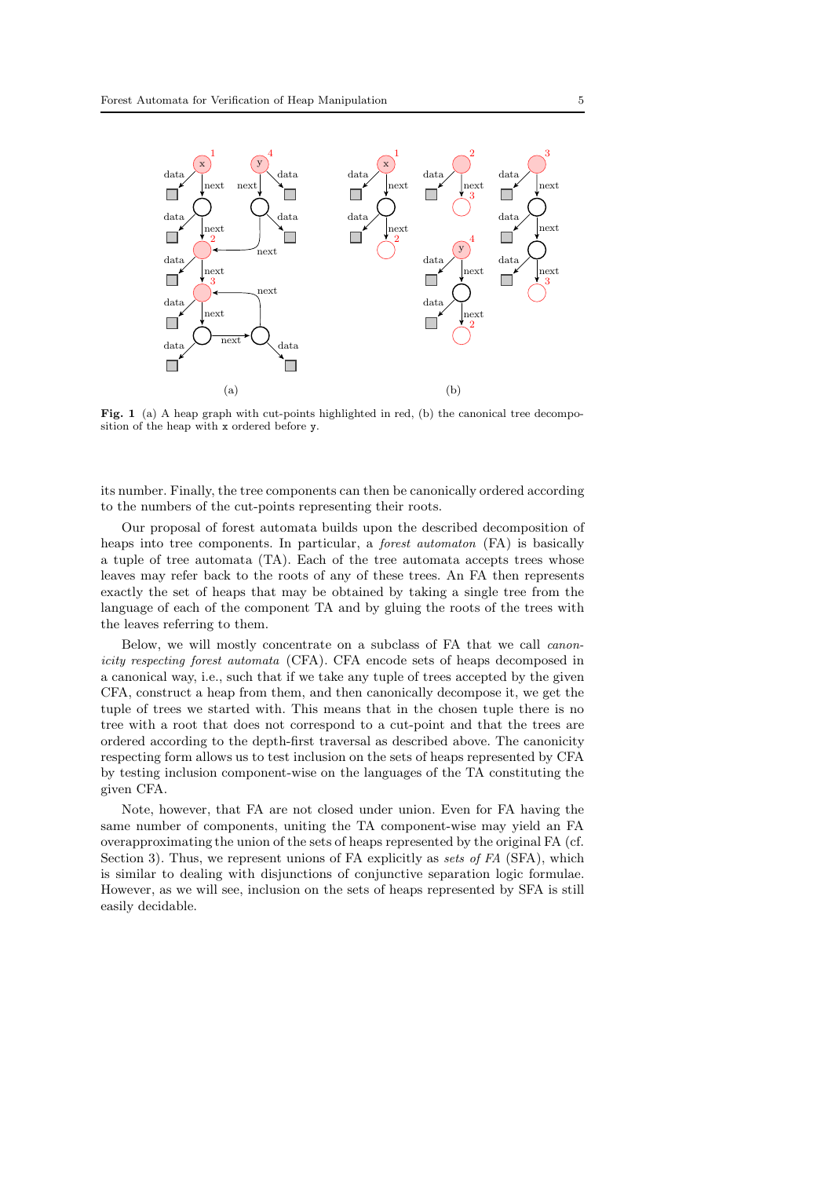**Fig. 1** (a) A heap graph with cut-points highlighted in red, (b) the canonical tree decomposition of the heap with x ordered before y.

its number. Finally, the tree components can then be canonically ordered according to the numbers of the cut-points representing their roots.

Our proposal of forest automata builds upon the described decomposition of heaps into tree components. In particular, a *forest automaton* (FA) is basically a tuple of tree automata (TA). Each of the tree automata accepts trees whose leaves may refer back to the roots of any of these trees. An FA then represents exactly the set of heaps that may be obtained by taking a single tree from the language of each of the component TA and by gluing the roots of the trees with the leaves referring to them.

Below, we will mostly concentrate on a subclass of FA that we call *canonicity respecting forest automata* (CFA). CFA encode sets of heaps decomposed in a canonical way, i.e., such that if we take any tuple of trees accepted by the given CFA, construct a heap from them, and then canonically decompose it, we get the tuple of trees we started with. This means that in the chosen tuple there is no tree with a root that does not correspond to a cut-point and that the trees are ordered according to the depth-first traversal as described above. The canonicity respecting form allows us to test inclusion on the sets of heaps represented by CFA by testing inclusion component-wise on the languages of the TA constituting the given CFA.

Note, however, that FA are not closed under union. Even for FA having the same number of components, uniting the TA component-wise may yield an FA overapproximating the union of the sets of heaps represented by the original FA (cf. Section 3). Thus, we represent unions of FA explicitly as *sets of FA* (SFA), which is similar to dealing with disjunctions of conjunctive separation logic formulae. However, as we will see, inclusion on the sets of heaps represented by SFA is still easily decidable.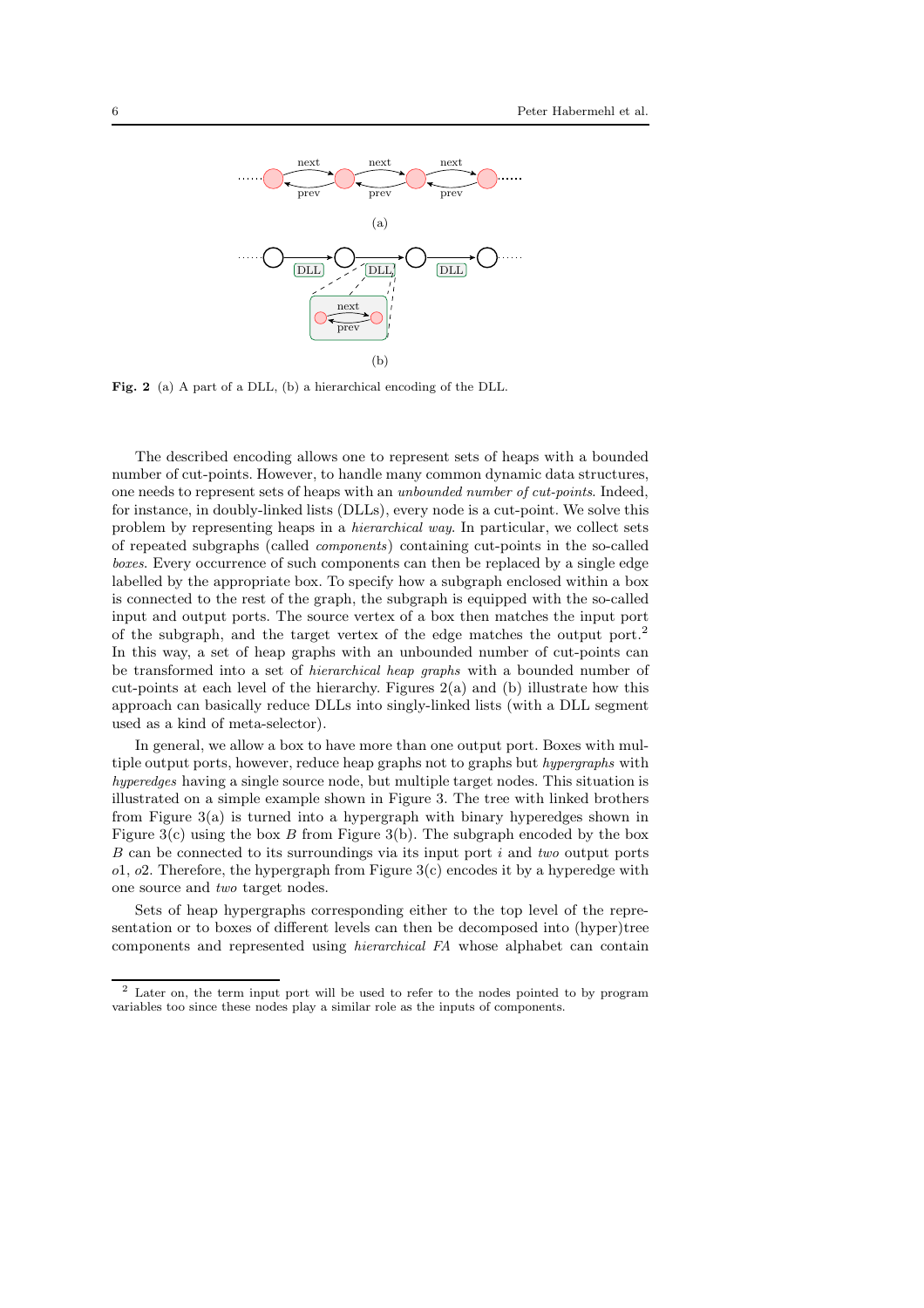**Fig. 2** (a) A part of a DLL, (b) a hierarchical encoding of the DLL.

The described encoding allows one to represent sets of heaps with a bounded number of cut-points. However, to handle many common dynamic data structures, one needs to represent sets of heaps with an *unbounded number of cut-points*. Indeed, for instance, in doubly-linked lists (DLLs), every node is a cut-point. We solve this problem by representing heaps in a *hierarchical way*. In particular, we collect sets of repeated subgraphs (called *components*) containing cut-points in the so-called *boxes*. Every occurrence of such components can then be replaced by a single edge labelled by the appropriate box. To specify how a subgraph enclosed within a box is connected to the rest of the graph, the subgraph is equipped with the so-called input and output ports. The source vertex of a box then matches the input port of the subgraph, and the target vertex of the edge matches the output port.[2] In this way, a set of heap graphs with an unbounded number of cut-points can be transformed into a set of *hierarchical heap graphs* with a bounded number of cut-points at each level of the hierarchy. Figures 2(a) and (b) illustrate how this approach can basically reduce DLLs into singly-linked lists (with a DLL segment used as a kind of meta-selector).

In general, we allow a box to have more than one output port. Boxes with multiple output ports, however, reduce heap graphs not to graphs but *hypergraphs* with *hyperedges* having a single source node, but multiple target nodes. This situation is illustrated on a simple example shown in Figure 3. The tree with linked brothers from Figure 3(a) is turned into a hypergraph with binary hyperedges shown in Figure 3(c) using the box $B$ from Figure 3(b). The subgraph encoded by the box $B$ can be connected to its surroundings via its input port $i$ and *two* output ports $o1$, $o2$. Therefore, the hypergraph from Figure 3(c) encodes it by a hyperedge with one source and *two* target nodes.

Sets of heap hypergraphs corresponding either to the top level of the representation or to boxes of different levels can then be decomposed into (hyper)tree components and represented using *hierarchical FA* whose alphabet can contain

[2] Later on, the term input port will be used to refer to the nodes pointed to by program variables too since these nodes play a similar role as the inputs of components.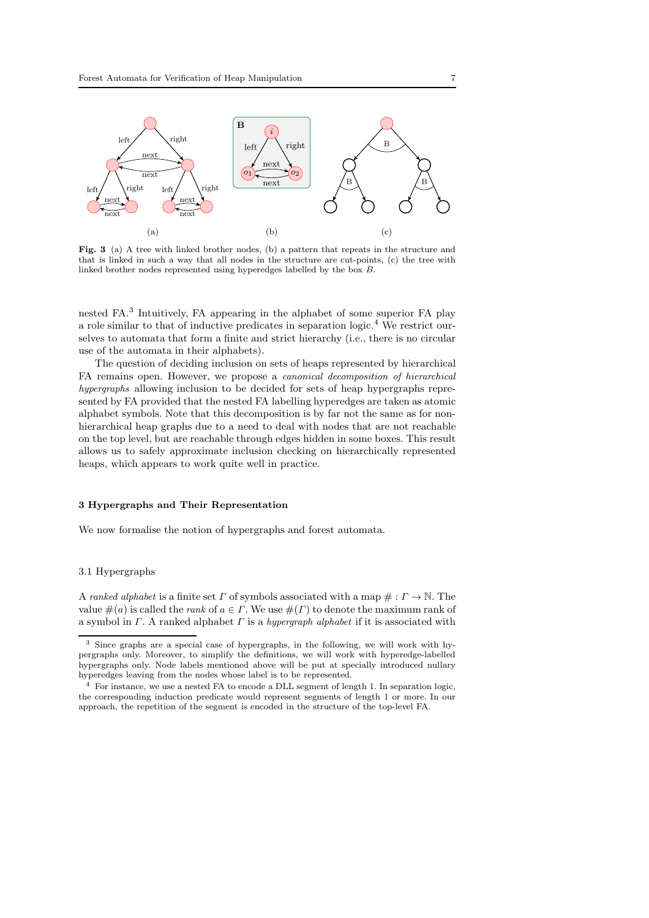**Fig. 3** (a) A tree with linked brother nodes, (b) a pattern that repeats in the structure and that is linked in such a way that all nodes in the structure are cut-points, (c) the tree with linked brother nodes represented using hyperedges labelled by the box $B$.

nested FA.[3] Intuitively, FA appearing in the alphabet of some superior FA play a role similar to that of inductive predicates in separation logic.[4] We restrict ourselves to automata that form a finite and strict hierarchy (i.e., there is no circular use of the automata in their alphabets).

The question of deciding inclusion on sets of heaps represented by hierarchical FA remains open. However, we propose a *canonical decomposition of hierarchical hypergraphs* allowing inclusion to be decided for sets of heap hypergraphs represented by FA provided that the nested FA labelling hyperedges are taken as atomic alphabet symbols. Note that this decomposition is by far not the same as for non-hierarchical heap graphs due to a need to deal with nodes that are not reachable on the top level, but are reachable through edges hidden in some boxes. This result allows us to safely approximate inclusion checking on hierarchically represented heaps, which appears to work quite well in practice.

## 3 Hypergraphs and Their Representation

We now formalise the notion of hypergraphs and forest automata.

### 3.1 Hypergraphs

A *ranked alphabet* is a finite set $\Gamma$ of symbols associated with a map $\# : \Gamma \to \mathbb{N}$. The value $\#(a)$ is called the *rank* of $a \in \Gamma$. We use $\#(\Gamma)$ to denote the maximum rank of a symbol in $\Gamma$. A ranked alphabet $\Gamma$ is a *hypergraph alphabet* if it is associated with

---

[3] Since graphs are a special case of hypergraphs, in the following, we will work with hypergraphs only. Moreover, to simplify the definitions, we will work with hyperedge-labelled hypergraphs only. Node labels mentioned above will be put at specially introduced nullary hyperedges leaving from the nodes whose label is to be represented.

[4] For instance, we use a nested FA to encode a DLL segment of length 1. In separation logic, the corresponding induction predicate would represent segments of length 1 or more. In our approach, the repetition of the segment is encoded in the structure of the top-level FA.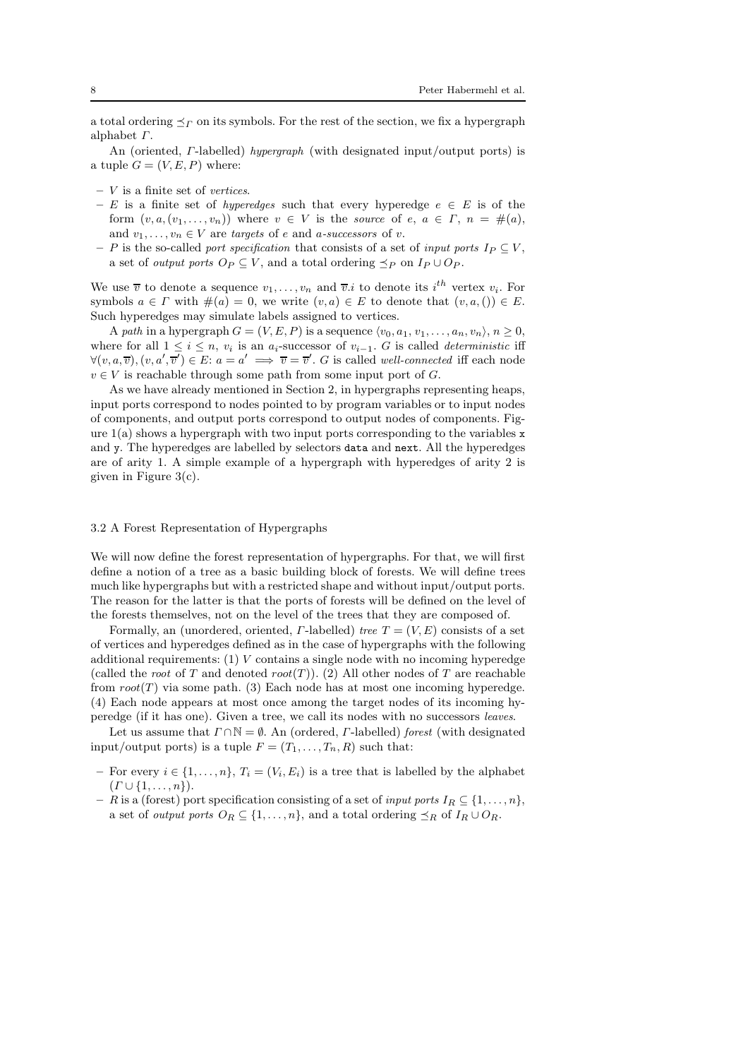a total ordering $\preceq_\Gamma$ on its symbols. For the rest of the section, we fix a hypergraph alphabet $\Gamma$.

An (oriented, $\Gamma$-labelled) *hypergraph* (with designated input/output ports) is a tuple $G = (V, E, P)$ where:

- $V$ is a finite set of *vertices*.
- $E$ is a finite set of *hyperedges* such that every hyperedge $e \in E$ is of the form $(v, a, (v_1, \ldots, v_n))$ where $v \in V$ is the *source* of $e$, $a \in \Gamma$, $n = \#(a)$, and $v_1, \ldots, v_n \in V$ are *targets* of $e$ and *a-successors* of $v$.
- $P$ is the so-called *port specification* that consists of a set of *input ports* $I_P \subseteq V$, a set of *output ports* $O_P \subseteq V$, and a total ordering $\preceq_P$ on $I_P \cup O_P$.

We use $\overline{v}$ to denote a sequence $v_1, \ldots, v_n$ and $\overline{v}.i$ to denote its $i^{th}$ vertex $v_i$. For symbols $a \in \Gamma$ with $\#(a) = 0$, we write $(v, a) \in E$ to denote that $(v, a, ()) \in E$. Such hyperedges may simulate labels assigned to vertices.

A *path* in a hypergraph $G = (V, E, P)$ is a sequence $\langle v_0, a_1, v_1, \ldots, a_n, v_n \rangle$, $n \geq 0$, where for all $1 \leq i \leq n$, $v_i$ is an $a_i$-successor of $v_{i-1}$. $G$ is called *deterministic* iff $\forall (v, a, \overline{v}), (v, a', \overline{v}') \in E$: $a = a' \implies \overline{v} = \overline{v}'$. $G$ is called *well-connected* iff each node $v \in V$ is reachable through some path from some input port of $G$.

As we have already mentioned in Section 2, in hypergraphs representing heaps, input ports correspond to nodes pointed to by program variables or to input nodes of components, and output ports correspond to output nodes of components. Figure 1(a) shows a hypergraph with two input ports corresponding to the variables `x` and `y`. The hyperedges are labelled by selectors `data` and `next`. All the hyperedges are of arity 1. A simple example of a hypergraph with hyperedges of arity 2 is given in Figure 3(c).

### 3.2 A Forest Representation of Hypergraphs

We will now define the forest representation of hypergraphs. For that, we will first define a notion of a tree as a basic building block of forests. We will define trees much like hypergraphs but with a restricted shape and without input/output ports. The reason for the latter is that the ports of forests will be defined on the level of the forests themselves, not on the level of the trees that they are composed of.

Formally, an (unordered, oriented, $\Gamma$-labelled) *tree* $T = (V, E)$ consists of a set of vertices and hyperedges defined as in the case of hypergraphs with the following additional requirements: (1) $V$ contains a single node with no incoming hyperedge (called the *root* of $T$ and denoted $root(T)$). (2) All other nodes of $T$ are reachable from $root(T)$ via some path. (3) Each node has at most one incoming hyperedge. (4) Each node appears at most once among the target nodes of its incoming hyperedge (if it has one). Given a tree, we call its nodes with no successors *leaves*.

Let us assume that $\Gamma \cap \mathbb{N} = \emptyset$. An (ordered, $\Gamma$-labelled) *forest* (with designated input/output ports) is a tuple $F = (T_1, \ldots, T_n, R)$ such that:

- For every $i \in \{1, \ldots, n\}$, $T_i = (V_i, E_i)$ is a tree that is labelled by the alphabet $(\Gamma \cup \{1, \ldots, n\})$.
- $R$ is a (forest) port specification consisting of a set of *input ports* $I_R \subseteq \{1, \ldots, n\}$, a set of *output ports* $O_R \subseteq \{1, \ldots, n\}$, and a total ordering $\preceq_R$ of $I_R \cup O_R$.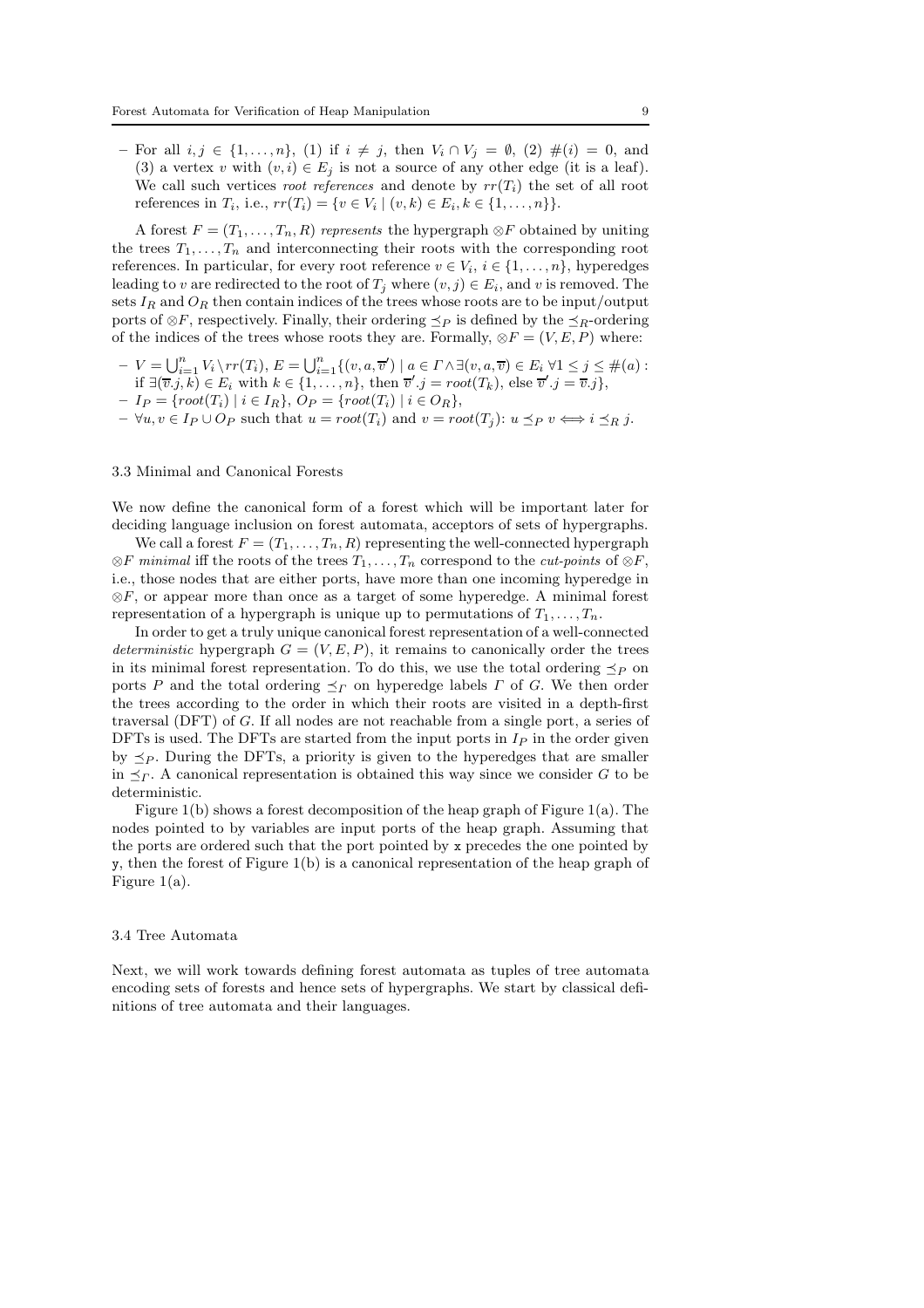– For all $i, j \in \{1, \ldots, n\}$, (1) if $i \neq j$, then $V_i \cap V_j = \emptyset$, (2) $\#(i) = 0$, and (3) a vertex $v$ with $(v, i) \in E_j$ is not a source of any other edge (it is a leaf). We call such vertices *root references* and denote by $rr(T_i)$ the set of all root references in $T_i$, i.e., $rr(T_i) = \{v \in V_i \mid (v, k) \in E_i, k \in \{1, \ldots, n\}\}$.

A forest $F = (T_1, \ldots, T_n, R)$ *represents* the hypergraph $\otimes F$ obtained by uniting the trees $T_1, \ldots, T_n$ and interconnecting their roots with the corresponding root references. In particular, for every root reference $v \in V_i$, $i \in \{1, \ldots, n\}$, hyperedges leading to $v$ are redirected to the root of $T_j$ where $(v, j) \in E_i$, and $v$ is removed. The sets $I_R$ and $O_R$ then contain indices of the trees whose roots are to be input/output ports of $\otimes F$, respectively. Finally, their ordering $\preceq_P$ is defined by the $\preceq_R$-ordering of the indices of the trees whose roots they are. Formally, $\otimes F = (V, E, P)$ where:

- $V = \bigcup_{i=1}^{n} V_i \setminus rr(T_i)$, $E = \bigcup_{i=1}^{n} \{(v, a, \overline{v}') \mid a \in \Gamma \wedge \exists (v, a, \overline{v}) \in E_i \; \forall 1 \leq j \leq \#(a) :$ if $\exists (\overline{v}.j, k) \in E_i$ with $k \in \{1, \ldots, n\}$, then $\overline{v}'.j = root(T_k)$, else $\overline{v}'.j = \overline{v}.j\}$,
- $I_P = \{root(T_i) \mid i \in I_R\}$, $O_P = \{root(T_i) \mid i \in O_R\}$,
- $\forall u, v \in I_P \cup O_P$ such that $u = root(T_i)$ and $v = root(T_j)$: $u \preceq_P v \iff i \preceq_R j$.

### 3.3 Minimal and Canonical Forests

We now define the canonical form of a forest which will be important later for deciding language inclusion on forest automata, acceptors of sets of hypergraphs.

We call a forest $F = (T_1, \ldots, T_n, R)$ representing the well-connected hypergraph $\otimes F$ *minimal* iff the roots of the trees $T_1, \ldots, T_n$ correspond to the *cut-points* of $\otimes F$, i.e., those nodes that are either ports, have more than one incoming hyperedge in $\otimes F$, or appear more than once as a target of some hyperedge. A minimal forest representation of a hypergraph is unique up to permutations of $T_1, \ldots, T_n$.

In order to get a truly unique canonical forest representation of a well-connected *deterministic* hypergraph $G = (V, E, P)$, it remains to canonically order the trees in its minimal forest representation. To do this, we use the total ordering $\preceq_P$ on ports $P$ and the total ordering $\preceq_\Gamma$ on hyperedge labels $\Gamma$ of $G$. We then order the trees according to the order in which their roots are visited in a depth-first traversal (DFT) of $G$. If all nodes are not reachable from a single port, a series of DFTs is used. The DFTs are started from the input ports in $I_P$ in the order given by $\preceq_P$. During the DFTs, a priority is given to the hyperedges that are smaller in $\preceq_\Gamma$. A canonical representation is obtained this way since we consider $G$ to be deterministic.

Figure 1(b) shows a forest decomposition of the heap graph of Figure 1(a). The nodes pointed to by variables are input ports of the heap graph. Assuming that the ports are ordered such that the port pointed by `x` precedes the one pointed by `y`, then the forest of Figure 1(b) is a canonical representation of the heap graph of Figure 1(a).

### 3.4 Tree Automata

Next, we will work towards defining forest automata as tuples of tree automata encoding sets of forests and hence sets of hypergraphs. We start by classical definitions of tree automata and their languages.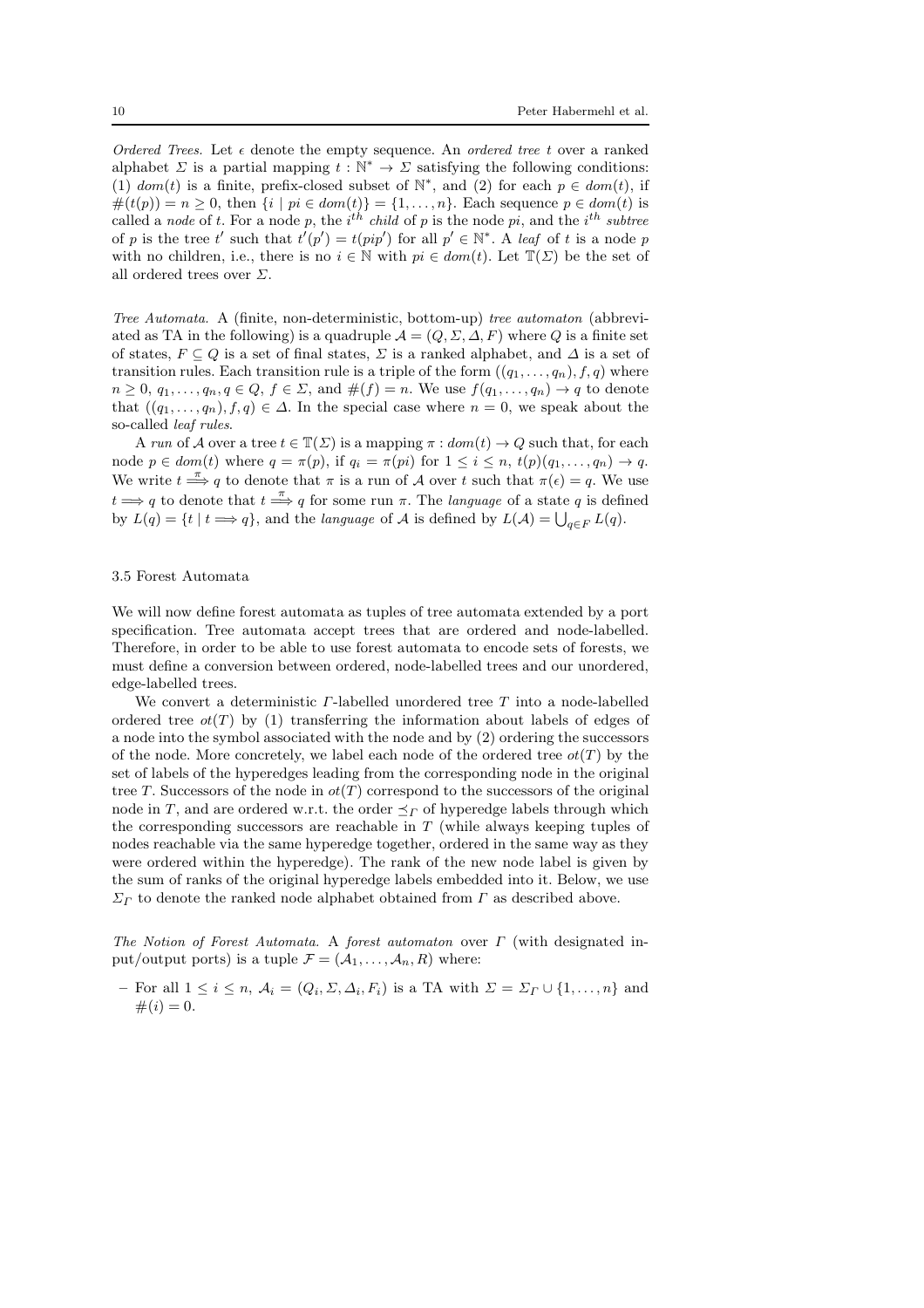*Ordered Trees.* Let $\epsilon$ denote the empty sequence. An *ordered tree* $t$ over a ranked alphabet $\Sigma$ is a partial mapping $t : \mathbb{N}^* \to \Sigma$ satisfying the following conditions: (1) $dom(t)$ is a finite, prefix-closed subset of $\mathbb{N}^*$, and (2) for each $p \in dom(t)$, if $\#(t(p)) = n \geq 0$, then $\{i \mid pi \in dom(t)\} = \{1, \ldots, n\}$. Each sequence $p \in dom(t)$ is called a *node* of $t$. For a node $p$, the $i^{th}$ *child* of $p$ is the node $pi$, and the $i^{th}$ *subtree* of $p$ is the tree $t'$ such that $t'(p') = t(pip')$ for all $p' \in \mathbb{N}^*$. A *leaf* of $t$ is a node $p$ with no children, i.e., there is no $i \in \mathbb{N}$ with $pi \in dom(t)$. Let $\mathbb{T}(\Sigma)$ be the set of all ordered trees over $\Sigma$.

*Tree Automata.* A (finite, non-deterministic, bottom-up) *tree automaton* (abbreviated as TA in the following) is a quadruple $\mathcal{A} = (Q, \Sigma, \Delta, F)$ where $Q$ is a finite set of states, $F \subseteq Q$ is a set of final states, $\Sigma$ is a ranked alphabet, and $\Delta$ is a set of transition rules. Each transition rule is a triple of the form $((q_1, \ldots, q_n), f, q)$ where $n \geq 0$, $q_1, \ldots, q_n, q \in Q$, $f \in \Sigma$, and $\#(f) = n$. We use $f(q_1, \ldots, q_n) \to q$ to denote that $((q_1, \ldots, q_n), f, q) \in \Delta$. In the special case where $n = 0$, we speak about the so-called *leaf rules*.

A *run* of $\mathcal{A}$ over a tree $t \in \mathbb{T}(\Sigma)$ is a mapping $\pi : dom(t) \to Q$ such that, for each node $p \in dom(t)$ where $q = \pi(p)$, if $q_i = \pi(pi)$ for $1 \leq i \leq n$, $t(p)(q_1, \ldots, q_n) \to q$. We write $t \stackrel{\pi}{\Longrightarrow} q$ to denote that $\pi$ is a run of $\mathcal{A}$ over $t$ such that $\pi(\epsilon) = q$. We use $t \Longrightarrow q$ to denote that $t \stackrel{\pi}{\Longrightarrow} q$ for some run $\pi$. The *language* of a state $q$ is defined by $L(q) = \{t \mid t \Longrightarrow q\}$, and the *language* of $\mathcal{A}$ is defined by $L(\mathcal{A}) = \bigcup_{q \in F} L(q)$.

### 3.5 Forest Automata

We will now define forest automata as tuples of tree automata extended by a port specification. Tree automata accept trees that are ordered and node-labelled. Therefore, in order to be able to use forest automata to encode sets of forests, we must define a conversion between ordered, node-labelled trees and our unordered, edge-labelled trees.

We convert a deterministic $\Gamma$-labelled unordered tree $T$ into a node-labelled ordered tree $ot(T)$ by (1) transferring the information about labels of edges of a node into the symbol associated with the node and by (2) ordering the successors of the node. More concretely, we label each node of the ordered tree $ot(T)$ by the set of labels of the hyperedges leading from the corresponding node in the original tree $T$. Successors of the node in $ot(T)$ correspond to the successors of the original node in $T$, and are ordered w.r.t. the order $\preceq_\Gamma$ of hyperedge labels through which the corresponding successors are reachable in $T$ (while always keeping tuples of nodes reachable via the same hyperedge together, ordered in the same way as they were ordered within the hyperedge). The rank of the new node label is given by the sum of ranks of the original hyperedge labels embedded into it. Below, we use $\Sigma_\Gamma$ to denote the ranked node alphabet obtained from $\Gamma$ as described above.

*The Notion of Forest Automata.* A *forest automaton* over $\Gamma$ (with designated input/output ports) is a tuple $\mathcal{F} = (\mathcal{A}_1, \ldots, \mathcal{A}_n, R)$ where:

– For all $1 \leq i \leq n$, $\mathcal{A}_i = (Q_i, \Sigma, \Delta_i, F_i)$ is a TA with $\Sigma = \Sigma_\Gamma \cup \{1, \ldots, n\}$ and $\#(i) = 0$.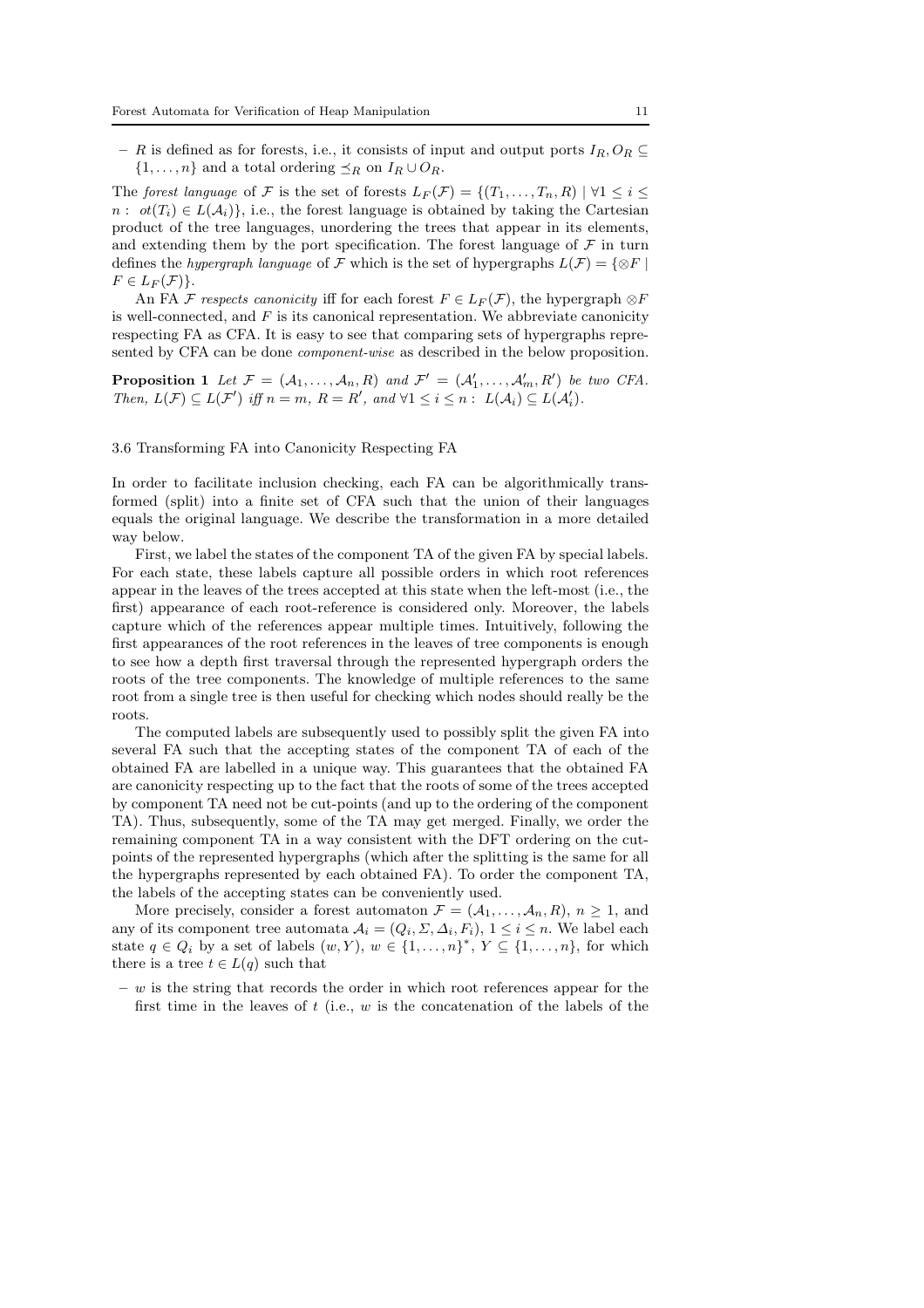- $R$ is defined as for forests, i.e., it consists of input and output ports $I_R, O_R \subseteq \{1, \ldots, n\}$ and a total ordering $\preceq_R$ on $I_R \cup O_R$.

The *forest language* of $\mathcal{F}$ is the set of forests $L_F(\mathcal{F}) = \{(T_1, \ldots, T_n, R) \mid \forall 1 \leq i \leq n : \ ot(T_i) \in L(\mathcal{A}_i)\}$, i.e., the forest language is obtained by taking the Cartesian product of the tree languages, unordering the trees that appear in its elements, and extending them by the port specification. The forest language of $\mathcal{F}$ in turn defines the *hypergraph language* of $\mathcal{F}$ which is the set of hypergraphs $L(\mathcal{F}) = \{\otimes F \mid F \in L_F(\mathcal{F})\}$.

An FA $\mathcal{F}$ *respects canonicity* iff for each forest $F \in L_F(\mathcal{F})$, the hypergraph $\otimes F$ is well-connected, and $F$ is its canonical representation. We abbreviate canonicity respecting FA as CFA. It is easy to see that comparing sets of hypergraphs represented by CFA can be done *component-wise* as described in the below proposition.

**Proposition 1** *Let $\mathcal{F} = (\mathcal{A}_1, \ldots, \mathcal{A}_n, R)$ and $\mathcal{F}' = (\mathcal{A}'_1, \ldots, \mathcal{A}'_m, R')$ be two CFA. Then, $L(\mathcal{F}) \subseteq L(\mathcal{F}')$ iff $n = m$, $R = R'$, and $\forall 1 \leq i \leq n : \ L(\mathcal{A}_i) \subseteq L(\mathcal{A}'_i)$.*

### 3.6 Transforming FA into Canonicity Respecting FA

In order to facilitate inclusion checking, each FA can be algorithmically transformed (split) into a finite set of CFA such that the union of their languages equals the original language. We describe the transformation in a more detailed way below.

First, we label the states of the component TA of the given FA by special labels. For each state, these labels capture all possible orders in which root references appear in the leaves of the trees accepted at this state when the left-most (i.e., the first) appearance of each root-reference is considered only. Moreover, the labels capture which of the references appear multiple times. Intuitively, following the first appearances of the root references in the leaves of tree components is enough to see how a depth first traversal through the represented hypergraph orders the roots of the tree components. The knowledge of multiple references to the same root from a single tree is then useful for checking which nodes should really be the roots.

The computed labels are subsequently used to possibly split the given FA into several FA such that the accepting states of the component TA of each of the obtained FA are labelled in a unique way. This guarantees that the obtained FA are canonicity respecting up to the fact that the roots of some of the trees accepted by component TA need not be cut-points (and up to the ordering of the component TA). Thus, subsequently, some of the TA may get merged. Finally, we order the remaining component TA in a way consistent with the DFT ordering on the cut-points of the represented hypergraphs (which after the splitting is the same for all the hypergraphs represented by each obtained FA). To order the component TA, the labels of the accepting states can be conveniently used.

More precisely, consider a forest automaton $\mathcal{F} = (\mathcal{A}_1, \ldots, \mathcal{A}_n, R)$, $n \geq 1$, and any of its component tree automata $\mathcal{A}_i = (Q_i, \Sigma, \Delta_i, F_i)$, $1 \leq i \leq n$. We label each state $q \in Q_i$ by a set of labels $(w, Y)$, $w \in \{1, \ldots, n\}^*$, $Y \subseteq \{1, \ldots, n\}$, for which there is a tree $t \in L(q)$ such that

- $w$ is the string that records the order in which root references appear for the first time in the leaves of $t$ (i.e., $w$ is the concatenation of the labels of the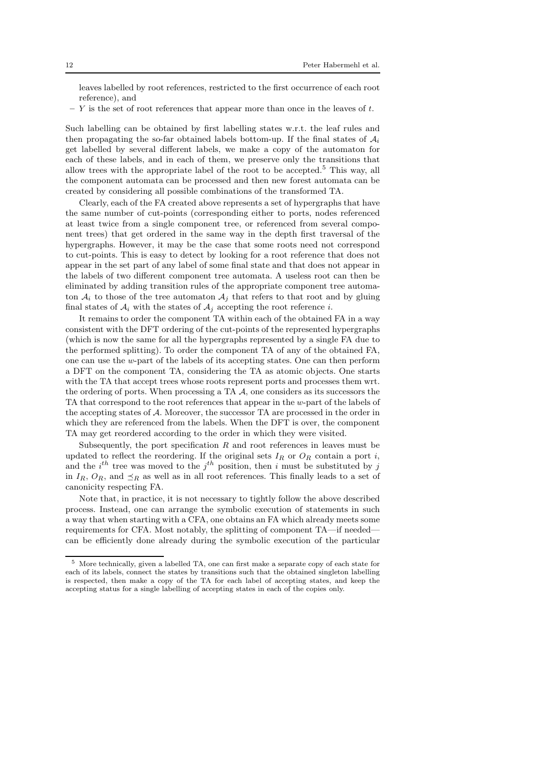leaves labelled by root references, restricted to the first occurrence of each root reference), and

– $Y$ is the set of root references that appear more than once in the leaves of $t$.

Such labelling can be obtained by first labelling states w.r.t. the leaf rules and then propagating the so-far obtained labels bottom-up. If the final states of $\mathcal{A}_i$ get labelled by several different labels, we make a copy of the automaton for each of these labels, and in each of them, we preserve only the transitions that allow trees with the appropriate label of the root to be accepted.[5] This way, all the component automata can be processed and then new forest automata can be created by considering all possible combinations of the transformed TA.

Clearly, each of the FA created above represents a set of hypergraphs that have the same number of cut-points (corresponding either to ports, nodes referenced at least twice from a single component tree, or referenced from several component trees) that get ordered in the same way in the depth first traversal of the hypergraphs. However, it may be the case that some roots need not correspond to cut-points. This is easy to detect by looking for a root reference that does not appear in the set part of any label of some final state and that does not appear in the labels of two different component tree automata. A useless root can then be eliminated by adding transition rules of the appropriate component tree automaton $\mathcal{A}_i$ to those of the tree automaton $\mathcal{A}_j$ that refers to that root and by gluing final states of $\mathcal{A}_i$ with the states of $\mathcal{A}_j$ accepting the root reference $i$.

It remains to order the component TA within each of the obtained FA in a way consistent with the DFT ordering of the cut-points of the represented hypergraphs (which is now the same for all the hypergraphs represented by a single FA due to the performed splitting). To order the component TA of any of the obtained FA, one can use the $w$-part of the labels of its accepting states. One can then perform a DFT on the component TA, considering the TA as atomic objects. One starts with the TA that accept trees whose roots represent ports and processes them wrt. the ordering of ports. When processing a TA $\mathcal{A}$, one considers as its successors the TA that correspond to the root references that appear in the $w$-part of the labels of the accepting states of $\mathcal{A}$. Moreover, the successor TA are processed in the order in which they are referenced from the labels. When the DFT is over, the component TA may get reordered according to the order in which they were visited.

Subsequently, the port specification $R$ and root references in leaves must be updated to reflect the reordering. If the original sets $I_R$ or $O_R$ contain a port $i$, and the $i^{th}$ tree was moved to the $j^{th}$ position, then $i$ must be substituted by $j$ in $I_R$, $O_R$, and $\preceq_R$ as well as in all root references. This finally leads to a set of canonicity respecting FA.

Note that, in practice, it is not necessary to tightly follow the above described process. Instead, one can arrange the symbolic execution of statements in such a way that when starting with a CFA, one obtains an FA which already meets some requirements for CFA. Most notably, the splitting of component TA—if needed—can be efficiently done already during the symbolic execution of the particular

---

[5] More technically, given a labelled TA, one can first make a separate copy of each state for each of its labels, connect the states by transitions such that the obtained singleton labelling is respected, then make a copy of the TA for each label of accepting states, and keep the accepting status for a single labelling of accepting states in each of the copies only.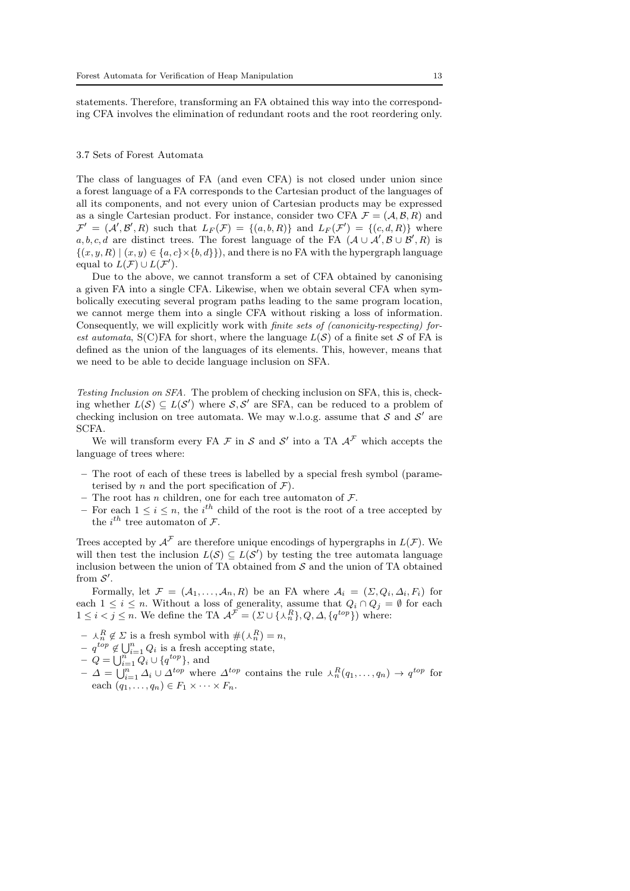statements. Therefore, transforming an FA obtained this way into the corresponding CFA involves the elimination of redundant roots and the root reordering only.

### 3.7 Sets of Forest Automata

The class of languages of FA (and even CFA) is not closed under union since a forest language of a FA corresponds to the Cartesian product of the languages of all its components, and not every union of Cartesian products may be expressed as a single Cartesian product. For instance, consider two CFA $\mathcal{F} = (\mathcal{A}, \mathcal{B}, R)$ and $\mathcal{F}' = (\mathcal{A}', \mathcal{B}', R)$ such that $L_F(\mathcal{F}) = \{(a, b, R)\}$ and $L_F(\mathcal{F}') = \{(c, d, R)\}$ where $a, b, c, d$ are distinct trees. The forest language of the FA $(\mathcal{A} \cup \mathcal{A}', \mathcal{B} \cup \mathcal{B}', R)$ is $\{(x, y, R) \mid (x, y) \in \{a, c\} \times \{b, d\}\}$, and there is no FA with the hypergraph language equal to $L(\mathcal{F}) \cup L(\mathcal{F}')$.

Due to the above, we cannot transform a set of CFA obtained by canonising a given FA into a single CFA. Likewise, when we obtain several CFA when symbolically executing several program paths leading to the same program location, we cannot merge them into a single CFA without risking a loss of information. Consequently, we will explicitly work with *finite sets of (canonicity-respecting) forest automata*, S(C)FA for short, where the language $L(\mathcal{S})$ of a finite set $\mathcal{S}$ of FA is defined as the union of the languages of its elements. This, however, means that we need to be able to decide language inclusion on SFA.

*Testing Inclusion on SFA.* The problem of checking inclusion on SFA, this is, checking whether $L(\mathcal{S}) \subseteq L(\mathcal{S}')$ where $\mathcal{S}, \mathcal{S}'$ are SFA, can be reduced to a problem of checking inclusion on tree automata. We may w.l.o.g. assume that $\mathcal{S}$ and $\mathcal{S}'$ are SCFA.

We will transform every FA $\mathcal{F}$ in $\mathcal{S}$ and $\mathcal{S}'$ into a TA $\mathcal{A}^{\mathcal{F}}$ which accepts the language of trees where:

- The root of each of these trees is labelled by a special fresh symbol (parameterised by $n$ and the port specification of $\mathcal{F}$).
- The root has $n$ children, one for each tree automaton of $\mathcal{F}$.
- For each $1 \le i \le n$, the $i^{th}$ child of the root is the root of a tree accepted by the $i^{th}$ tree automaton of $\mathcal{F}$.

Trees accepted by $\mathcal{A}^{\mathcal{F}}$ are therefore unique encodings of hypergraphs in $L(\mathcal{F})$. We will then test the inclusion $L(\mathcal{S}) \subseteq L(\mathcal{S}')$ by testing the tree automata language inclusion between the union of TA obtained from $\mathcal{S}$ and the union of TA obtained from $\mathcal{S}'$.

Formally, let $\mathcal{F} = (\mathcal{A}_1, \ldots, \mathcal{A}_n, R)$ be an FA where $\mathcal{A}_i = (\Sigma, Q_i, \Delta_i, F_i)$ for each $1 \le i \le n$. Without a loss of generality, assume that $Q_i \cap Q_j = \emptyset$ for each $1 \le i < j \le n$. We define the TA $\mathcal{A}^{\mathcal{F}} = (\Sigma \cup \{\curlywedge_n^R\}, Q, \Delta, \{q^{top}\})$ where:

- $\curlywedge_n^R \notin \Sigma$ is a fresh symbol with $\#(\curlywedge_n^R) = n$,
- $q^{top} \notin \bigcup_{i=1}^n Q_i$ is a fresh accepting state,
- $Q = \bigcup_{i=1}^n Q_i \cup \{q^{top}\}$, and
- $\Delta = \bigcup_{i=1}^n \Delta_i \cup \Delta^{top}$ where $\Delta^{top}$ contains the rule $\curlywedge_n^R(q_1, \ldots, q_n) \to q^{top}$ for each $(q_1, \ldots, q_n) \in F_1 \times \cdots \times F_n$.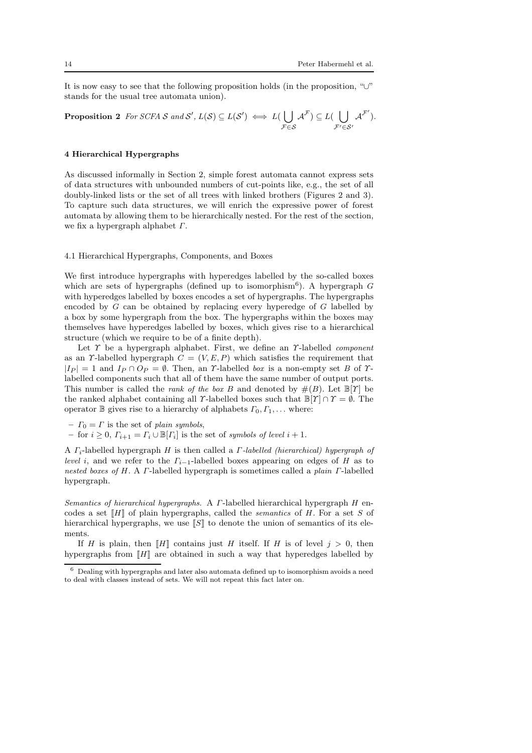It is now easy to see that the following proposition holds (in the proposition, "$\cup$" stands for the usual tree automata union).

**Proposition 2** *For SCFA $\mathcal{S}$ and $\mathcal{S}'$, $L(\mathcal{S}) \subseteq L(\mathcal{S}') \iff L(\bigcup_{\mathcal{F}\in\mathcal{S}} \mathcal{A}^{\mathcal{F}}) \subseteq L(\bigcup_{\mathcal{F}'\in\mathcal{S}'} \mathcal{A}^{\mathcal{F}'})$.*

## 4 Hierarchical Hypergraphs

As discussed informally in Section 2, simple forest automata cannot express sets of data structures with unbounded numbers of cut-points like, e.g., the set of all doubly-linked lists or the set of all trees with linked brothers (Figures 2 and 3). To capture such data structures, we will enrich the expressive power of forest automata by allowing them to be hierarchically nested. For the rest of the section, we fix a hypergraph alphabet $\Gamma$.

### 4.1 Hierarchical Hypergraphs, Components, and Boxes

We first introduce hypergraphs with hyperedges labelled by the so-called boxes which are sets of hypergraphs (defined up to isomorphism[6]). A hypergraph $G$ with hyperedges labelled by boxes encodes a set of hypergraphs. The hypergraphs encoded by $G$ can be obtained by replacing every hyperedge of $G$ labelled by a box by some hypergraph from the box. The hypergraphs within the boxes may themselves have hyperedges labelled by boxes, which gives rise to a hierarchical structure (which we require to be of a finite depth).

Let $\Upsilon$ be a hypergraph alphabet. First, we define an $\Upsilon$-labelled *component* as an $\Upsilon$-labelled hypergraph $C = (V, E, P)$ which satisfies the requirement that $|I_P| = 1$ and $I_P \cap O_P = \emptyset$. Then, an $\Upsilon$-labelled *box* is a non-empty set $B$ of $\Upsilon$-labelled components such that all of them have the same number of output ports. This number is called the *rank of the box* $B$ and denoted by $\#(B)$. Let $\mathbb{B}[\Upsilon]$ be the ranked alphabet containing all $\Upsilon$-labelled boxes such that $\mathbb{B}[\Upsilon] \cap \Upsilon = \emptyset$. The operator $\mathbb{B}$ gives rise to a hierarchy of alphabets $\Gamma_0, \Gamma_1, \ldots$ where:

- $\Gamma_0 = \Gamma$ is the set of *plain symbols*,
- for $i \geq 0$, $\Gamma_{i+1} = \Gamma_i \cup \mathbb{B}[\Gamma_i]$ is the set of *symbols of level* $i + 1$.

A $\Gamma_i$-labelled hypergraph $H$ is then called a *$\Gamma$-labelled (hierarchical) hypergraph of level $i$*, and we refer to the $\Gamma_{i-1}$-labelled boxes appearing on edges of $H$ as to *nested boxes of $H$*. A $\Gamma$-labelled hypergraph is sometimes called a *plain* $\Gamma$-labelled hypergraph.

*Semantics of hierarchical hypergraphs.* A $\Gamma$-labelled hierarchical hypergraph $H$ encodes a set $[\![H]\!]$ of plain hypergraphs, called the *semantics* of $H$. For a set $S$ of hierarchical hypergraphs, we use $[\![S]\!]$ to denote the union of semantics of its elements.

If $H$ is plain, then $[\![H]\!]$ contains just $H$ itself. If $H$ is of level $j > 0$, then hypergraphs from $[\![H]\!]$ are obtained in such a way that hyperedges labelled by

[6] Dealing with hypergraphs and later also automata defined up to isomorphism avoids a need to deal with classes instead of sets. We will not repeat this fact later on.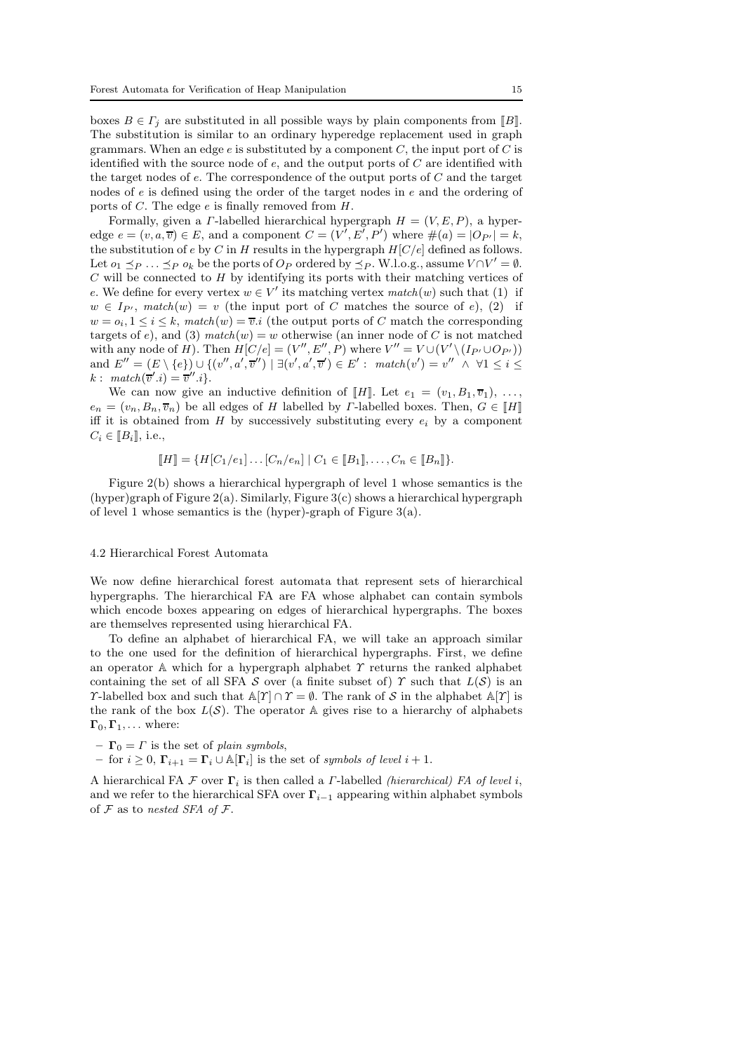boxes $B \in \Gamma_j$ are substituted in all possible ways by plain components from $[\![B]\!]$. The substitution is similar to an ordinary hyperedge replacement used in graph grammars. When an edge $e$ is substituted by a component $C$, the input port of $C$ is identified with the source node of $e$, and the output ports of $C$ are identified with the target nodes of $e$. The correspondence of the output ports of $C$ and the target nodes of $e$ is defined using the order of the target nodes in $e$ and the ordering of ports of $C$. The edge $e$ is finally removed from $H$.

Formally, given a $\Gamma$-labelled hierarchical hypergraph $H = (V, E, P)$, a hyperedge $e = (v, a, \overline{v}) \in E$, and a component $C = (V', E', P')$ where $\#(a) = |O_{P'}| = k$, the substitution of $e$ by $C$ in $H$ results in the hypergraph $H[C/e]$ defined as follows. Let $o_1 \preceq_P \ldots \preceq_P o_k$ be the ports of $O_P$ ordered by $\preceq_P$. W.l.o.g., assume $V \cap V' = \emptyset$. $C$ will be connected to $H$ by identifying its ports with their matching vertices of $e$. We define for every vertex $w \in V'$ its matching vertex $match(w)$ such that (1) if $w \in I_{P'}$, $match(w) = v$ (the input port of $C$ matches the source of $e$), (2) if $w = o_i, 1 \leq i \leq k$, $match(w) = \overline{v}.i$ (the output ports of $C$ match the corresponding targets of $e$), and (3) $match(w) = w$ otherwise (an inner node of $C$ is not matched with any node of $H$). Then $H[C/e] = (V'', E'', P)$ where $V'' = V \cup (V' \setminus (I_{P'} \cup O_{P'}))$ and $E'' = (E \setminus \{e\}) \cup \{(v'', a', \overline{v}'') \mid \exists (v', a', \overline{v}') \in E' : \ match(v') = v'' \ \wedge \ \forall 1 \leq i \leq k : \ match(\overline{v}'.i) = \overline{v}''.i\}$.

We can now give an inductive definition of $[\![H]\!]$. Let $e_1 = (v_1, B_1, \overline{v}_1), \ldots, e_n = (v_n, B_n, \overline{v}_n)$ be all edges of $H$ labelled by $\Gamma$-labelled boxes. Then, $G \in [\![H]\!]$ iff it is obtained from $H$ by successively substituting every $e_i$ by a component $C_i \in [\![B_i]\!]$, i.e.,

$$[\![H]\!] = \{H[C_1/e_1] \ldots [C_n/e_n] \mid C_1 \in [\![B_1]\!], \ldots, C_n \in [\![B_n]\!]\}.$$

Figure 2(b) shows a hierarchical hypergraph of level 1 whose semantics is the (hyper)graph of Figure 2(a). Similarly, Figure 3(c) shows a hierarchical hypergraph of level 1 whose semantics is the (hyper)-graph of Figure 3(a).

### 4.2 Hierarchical Forest Automata

We now define hierarchical forest automata that represent sets of hierarchical hypergraphs. The hierarchical FA are FA whose alphabet can contain symbols which encode boxes appearing on edges of hierarchical hypergraphs. The boxes are themselves represented using hierarchical FA.

To define an alphabet of hierarchical FA, we will take an approach similar to the one used for the definition of hierarchical hypergraphs. First, we define an operator $\mathbb{A}$ which for a hypergraph alphabet $\Upsilon$ returns the ranked alphabet containing the set of all SFA $\mathcal{S}$ over (a finite subset of) $\Upsilon$ such that $L(\mathcal{S})$ is an $\Upsilon$-labelled box and such that $\mathbb{A}[\Upsilon] \cap \Upsilon = \emptyset$. The rank of $\mathcal{S}$ in the alphabet $\mathbb{A}[\Upsilon]$ is the rank of the box $L(\mathcal{S})$. The operator $\mathbb{A}$ gives rise to a hierarchy of alphabets $\mathbf{\Gamma}_0, \mathbf{\Gamma}_1, \ldots$ where:

- $\mathbf{\Gamma}_0 = \Gamma$ is the set of *plain symbols*,
- for $i \geq 0$, $\mathbf{\Gamma}_{i+1} = \mathbf{\Gamma}_i \cup \mathbb{A}[\mathbf{\Gamma}_i]$ is the set of *symbols of level* $i+1$.

A hierarchical FA $\mathcal{F}$ over $\mathbf{\Gamma}_i$ is then called a $\Gamma$-labelled *(hierarchical) FA of level* $i$, and we refer to the hierarchical SFA over $\mathbf{\Gamma}_{i-1}$ appearing within alphabet symbols of $\mathcal{F}$ as to *nested SFA of* $\mathcal{F}$.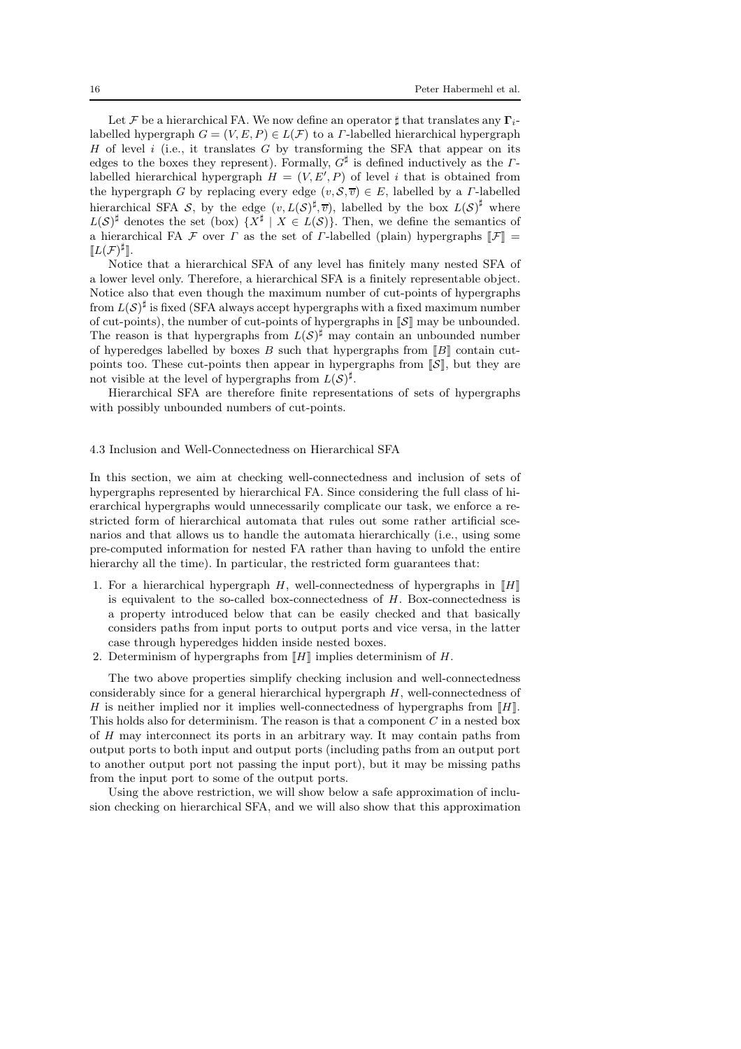Let $\mathcal{F}$ be a hierarchical FA. We now define an operator $\sharp$ that translates any $\mathbf{\Gamma}_i$-labelled hypergraph $G = (V, E, P) \in L(\mathcal{F})$ to a $\Gamma$-labelled hierarchical hypergraph $H$ of level $i$ (i.e., it translates $G$ by transforming the SFA that appear on its edges to the boxes they represent). Formally, $G^\sharp$ is defined inductively as the $\Gamma$-labelled hierarchical hypergraph $H = (V, E', P)$ of level $i$ that is obtained from the hypergraph $G$ by replacing every edge $(v, \mathcal{S}, \overline{v}) \in E$, labelled by a $\Gamma$-labelled hierarchical SFA $\mathcal{S}$, by the edge $(v, L(\mathcal{S})^\sharp, \overline{v})$, labelled by the box $L(\mathcal{S})^\sharp$ where $L(\mathcal{S})^\sharp$ denotes the set (box) $\{X^\sharp \mid X \in L(\mathcal{S})\}$. Then, we define the semantics of a hierarchical FA $\mathcal{F}$ over $\Gamma$ as the set of $\Gamma$-labelled (plain) hypergraphs $[\![\mathcal{F}]\!] = [\![L(\mathcal{F})^\sharp]\!]$.

Notice that a hierarchical SFA of any level has finitely many nested SFA of a lower level only. Therefore, a hierarchical SFA is a finitely representable object. Notice also that even though the maximum number of cut-points of hypergraphs from $L(\mathcal{S})^\sharp$ is fixed (SFA always accept hypergraphs with a fixed maximum number of cut-points), the number of cut-points of hypergraphs in $[\![\mathcal{S}]\!]$ may be unbounded. The reason is that hypergraphs from $L(\mathcal{S})^\sharp$ may contain an unbounded number of hyperedges labelled by boxes $B$ such that hypergraphs from $[\![B]\!]$ contain cut-points too. These cut-points then appear in hypergraphs from $[\![\mathcal{S}]\!]$, but they are not visible at the level of hypergraphs from $L(\mathcal{S})^\sharp$.

Hierarchical SFA are therefore finite representations of sets of hypergraphs with possibly unbounded numbers of cut-points.

### 4.3 Inclusion and Well-Connectedness on Hierarchical SFA

In this section, we aim at checking well-connectedness and inclusion of sets of hypergraphs represented by hierarchical FA. Since considering the full class of hierarchical hypergraphs would unnecessarily complicate our task, we enforce a restricted form of hierarchical automata that rules out some rather artificial scenarios and that allows us to handle the automata hierarchically (i.e., using some pre-computed information for nested FA rather than having to unfold the entire hierarchy all the time). In particular, the restricted form guarantees that:

1. For a hierarchical hypergraph $H$, well-connectedness of hypergraphs in $[\![H]\!]$ is equivalent to the so-called box-connectedness of $H$. Box-connectedness is a property introduced below that can be easily checked and that basically considers paths from input ports to output ports and vice versa, in the latter case through hyperedges hidden inside nested boxes.
2. Determinism of hypergraphs from $[\![H]\!]$ implies determinism of $H$.

The two above properties simplify checking inclusion and well-connectedness considerably since for a general hierarchical hypergraph $H$, well-connectedness of $H$ is neither implied nor it implies well-connectedness of hypergraphs from $[\![H]\!]$. This holds also for determinism. The reason is that a component $C$ in a nested box of $H$ may interconnect its ports in an arbitrary way. It may contain paths from output ports to both input and output ports (including paths from an output port to another output port not passing the input port), but it may be missing paths from the input port to some of the output ports.

Using the above restriction, we will show below a safe approximation of inclusion checking on hierarchical SFA, and we will also show that this approximation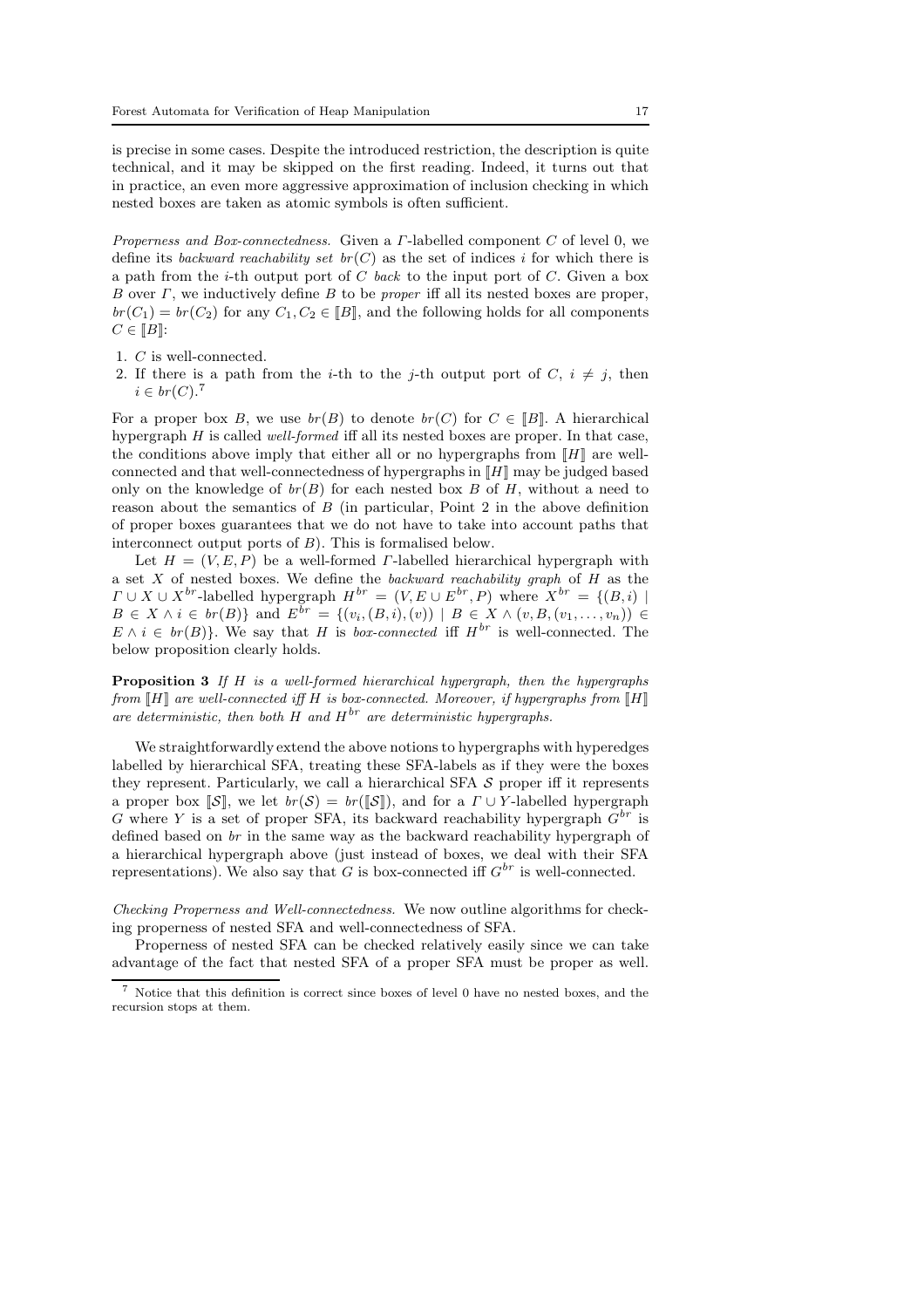is precise in some cases. Despite the introduced restriction, the description is quite technical, and it may be skipped on the first reading. Indeed, it turns out that in practice, an even more aggressive approximation of inclusion checking in which nested boxes are taken as atomic symbols is often sufficient.

*Properness and Box-connectedness.* Given a $\Gamma$-labelled component $C$ of level 0, we define its *backward reachability set* $br(C)$ as the set of indices $i$ for which there is a path from the $i$-th output port of $C$ *back* to the input port of $C$. Given a box $B$ over $\Gamma$, we inductively define $B$ to be *proper* iff all its nested boxes are proper, $br(C_1) = br(C_2)$ for any $C_1, C_2 \in [\![B]\!]$, and the following holds for all components $C \in [\![B]\!]$:

1. $C$ is well-connected.
2. If there is a path from the $i$-th to the $j$-th output port of $C$, $i \neq j$, then $i \in br(C)$.[7]

For a proper box $B$, we use $br(B)$ to denote $br(C)$ for $C \in [\![B]\!]$. A hierarchical hypergraph $H$ is called *well-formed* iff all its nested boxes are proper. In that case, the conditions above imply that either all or no hypergraphs from $[\![H]\!]$ are well-connected and that well-connectedness of hypergraphs in $[\![H]\!]$ may be judged based only on the knowledge of $br(B)$ for each nested box $B$ of $H$, without a need to reason about the semantics of $B$ (in particular, Point 2 in the above definition of proper boxes guarantees that we do not have to take into account paths that interconnect output ports of $B$). This is formalised below.

Let $H = (V, E, P)$ be a well-formed $\Gamma$-labelled hierarchical hypergraph with a set $X$ of nested boxes. We define the *backward reachability graph* of $H$ as the $\Gamma \cup X \cup X^{br}$-labelled hypergraph $H^{br} = (V, E \cup E^{br}, P)$ where $X^{br} = \{(B, i) \mid B \in X \wedge i \in br(B)\}$ and $E^{br} = \{(v_i, (B, i), (v)) \mid B \in X \wedge (v, B, (v_1, \ldots, v_n)) \in E \wedge i \in br(B)\}$. We say that $H$ is *box-connected* iff $H^{br}$ is well-connected. The below proposition clearly holds.

**Proposition 3** *If $H$ is a well-formed hierarchical hypergraph, then the hypergraphs from $[\![H]\!]$ are well-connected iff $H$ is box-connected. Moreover, if hypergraphs from $[\![H]\!]$ are deterministic, then both $H$ and $H^{br}$ are deterministic hypergraphs.*

We straightforwardly extend the above notions to hypergraphs with hyperedges labelled by hierarchical SFA, treating these SFA-labels as if they were the boxes they represent. Particularly, we call a hierarchical SFA $\mathcal{S}$ proper iff it represents a proper box $[\![\mathcal{S}]\!]$, we let $br(\mathcal{S}) = br([\![\mathcal{S}]\!])$, and for a $\Gamma \cup Y$-labelled hypergraph $G$ where $Y$ is a set of proper SFA, its backward reachability hypergraph $G^{br}$ is defined based on $br$ in the same way as the backward reachability hypergraph of a hierarchical hypergraph above (just instead of boxes, we deal with their SFA representations). We also say that $G$ is box-connected iff $G^{br}$ is well-connected.

*Checking Properness and Well-connectedness.* We now outline algorithms for checking properness of nested SFA and well-connectedness of SFA.

Properness of nested SFA can be checked relatively easily since we can take advantage of the fact that nested SFA of a proper SFA must be proper as well.

[7] Notice that this definition is correct since boxes of level 0 have no nested boxes, and the recursion stops at them.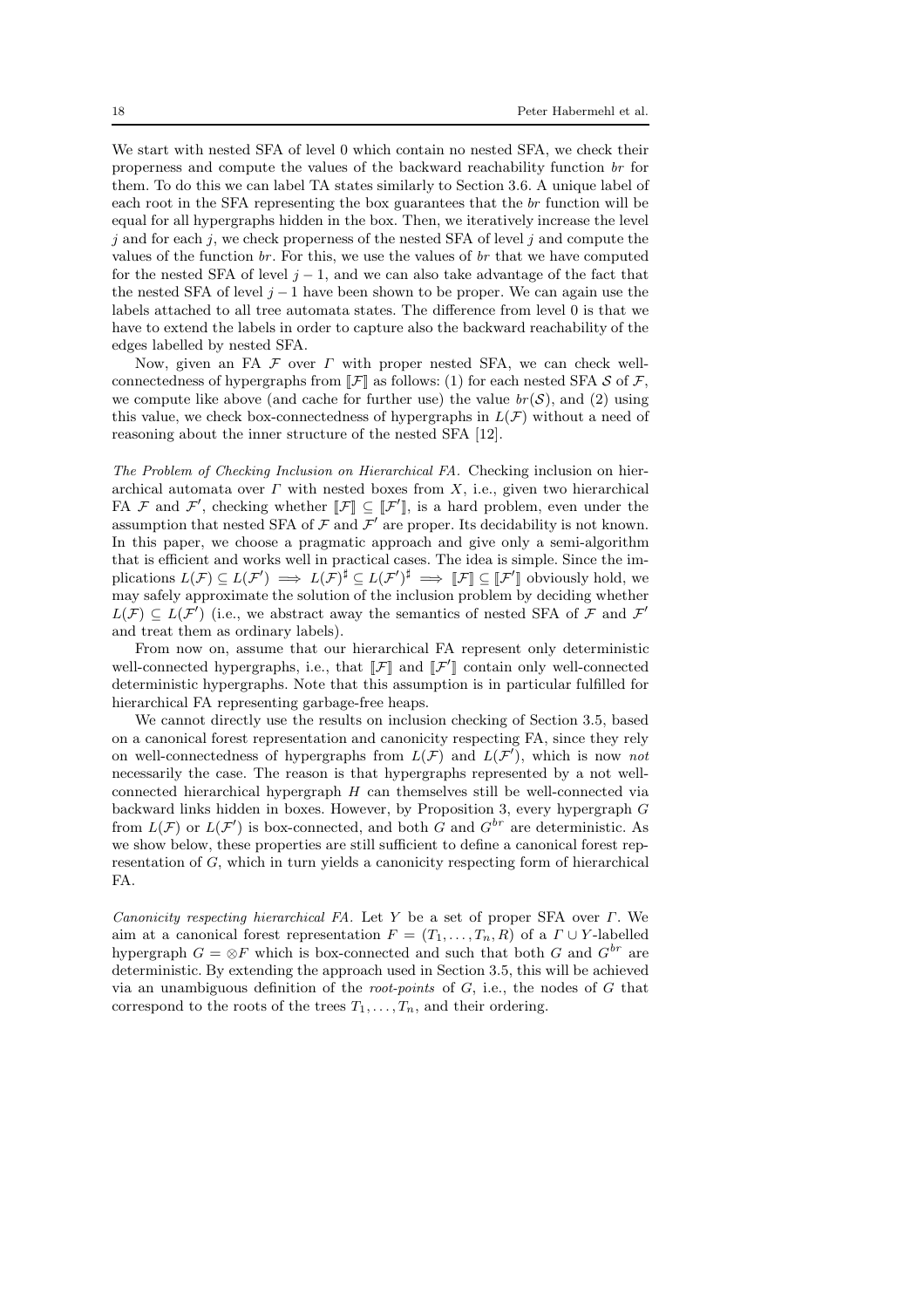We start with nested SFA of level 0 which contain no nested SFA, we check their properness and compute the values of the backward reachability function $br$ for them. To do this we can label TA states similarly to Section 3.6. A unique label of each root in the SFA representing the box guarantees that the $br$ function will be equal for all hypergraphs hidden in the box. Then, we iteratively increase the level $j$ and for each $j$, we check properness of the nested SFA of level $j$ and compute the values of the function $br$. For this, we use the values of $br$ that we have computed for the nested SFA of level $j-1$, and we can also take advantage of the fact that the nested SFA of level $j-1$ have been shown to be proper. We can again use the labels attached to all tree automata states. The difference from level 0 is that we have to extend the labels in order to capture also the backward reachability of the edges labelled by nested SFA.

Now, given an FA $\mathcal{F}$ over $\Gamma$ with proper nested SFA, we can check well-connectedness of hypergraphs from $[\![\mathcal{F}]\!]$ as follows: (1) for each nested SFA $\mathcal{S}$ of $\mathcal{F}$, we compute like above (and cache for further use) the value $br(\mathcal{S})$, and (2) using this value, we check box-connectedness of hypergraphs in $L(\mathcal{F})$ without a need of reasoning about the inner structure of the nested SFA [12].

*The Problem of Checking Inclusion on Hierarchical FA.* Checking inclusion on hierarchical automata over $\Gamma$ with nested boxes from $X$, i.e., given two hierarchical FA $\mathcal{F}$ and $\mathcal{F}'$, checking whether $[\![\mathcal{F}]\!] \subseteq [\![\mathcal{F}']\!]$, is a hard problem, even under the assumption that nested SFA of $\mathcal{F}$ and $\mathcal{F}'$ are proper. Its decidability is not known. In this paper, we choose a pragmatic approach and give only a semi-algorithm that is efficient and works well in practical cases. The idea is simple. Since the implications $L(\mathcal{F}) \subseteq L(\mathcal{F}') \implies L(\mathcal{F})^\sharp \subseteq L(\mathcal{F}')^\sharp \implies [\![\mathcal{F}]\!] \subseteq [\![\mathcal{F}']\!]$ obviously hold, we may safely approximate the solution of the inclusion problem by deciding whether $L(\mathcal{F}) \subseteq L(\mathcal{F}')$ (i.e., we abstract away the semantics of nested SFA of $\mathcal{F}$ and $\mathcal{F}'$ and treat them as ordinary labels).

From now on, assume that our hierarchical FA represent only deterministic well-connected hypergraphs, i.e., that $[\![\mathcal{F}]\!]$ and $[\![\mathcal{F}']\!]$ contain only well-connected deterministic hypergraphs. Note that this assumption is in particular fulfilled for hierarchical FA representing garbage-free heaps.

We cannot directly use the results on inclusion checking of Section 3.5, based on a canonical forest representation and canonicity respecting FA, since they rely on well-connectedness of hypergraphs from $L(\mathcal{F})$ and $L(\mathcal{F}')$, which is now *not* necessarily the case. The reason is that hypergraphs represented by a not well-connected hierarchical hypergraph $H$ can themselves still be well-connected via backward links hidden in boxes. However, by Proposition 3, every hypergraph $G$ from $L(\mathcal{F})$ or $L(\mathcal{F}')$ is box-connected, and both $G$ and $G^{br}$ are deterministic. As we show below, these properties are still sufficient to define a canonical forest representation of $G$, which in turn yields a canonicity respecting form of hierarchical FA.

*Canonicity respecting hierarchical FA.* Let $Y$ be a set of proper SFA over $\Gamma$. We aim at a canonical forest representation $F = (T_1, \ldots, T_n, R)$ of a $\Gamma \cup Y$-labelled hypergraph $G = \otimes F$ which is box-connected and such that both $G$ and $G^{br}$ are deterministic. By extending the approach used in Section 3.5, this will be achieved via an unambiguous definition of the *root-points* of $G$, i.e., the nodes of $G$ that correspond to the roots of the trees $T_1, \ldots, T_n$, and their ordering.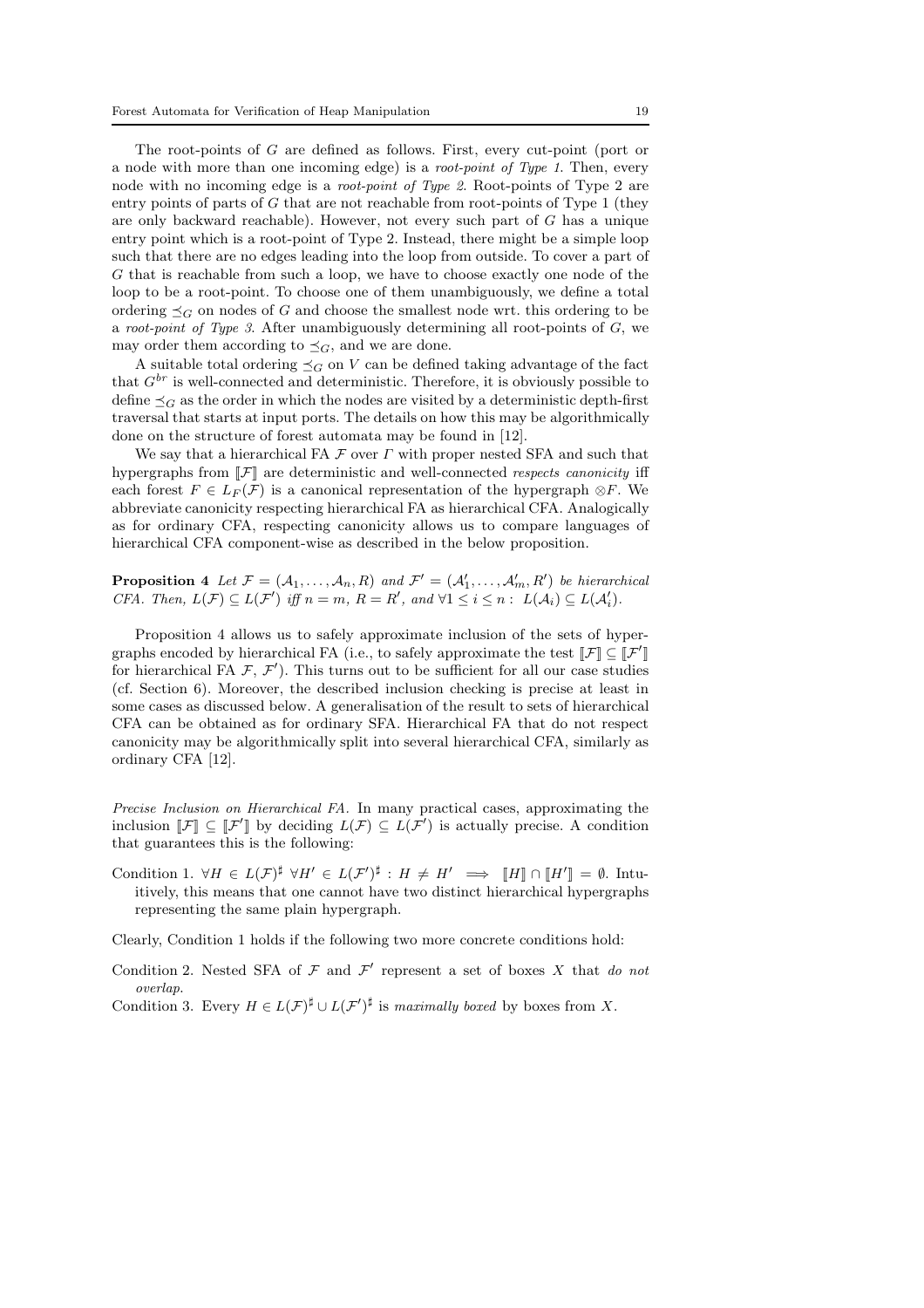The root-points of $G$ are defined as follows. First, every cut-point (port or a node with more than one incoming edge) is a *root-point of Type 1*. Then, every node with no incoming edge is a *root-point of Type 2*. Root-points of Type 2 are entry points of parts of $G$ that are not reachable from root-points of Type 1 (they are only backward reachable). However, not every such part of $G$ has a unique entry point which is a root-point of Type 2. Instead, there might be a simple loop such that there are no edges leading into the loop from outside. To cover a part of $G$ that is reachable from such a loop, we have to choose exactly one node of the loop to be a root-point. To choose one of them unambiguously, we define a total ordering $\preceq_G$ on nodes of $G$ and choose the smallest node wrt. this ordering to be a *root-point of Type 3*. After unambiguously determining all root-points of $G$, we may order them according to $\preceq_G$, and we are done.

A suitable total ordering $\preceq_G$ on $V$ can be defined taking advantage of the fact that $G^{br}$ is well-connected and deterministic. Therefore, it is obviously possible to define $\preceq_G$ as the order in which the nodes are visited by a deterministic depth-first traversal that starts at input ports. The details on how this may be algorithmically done on the structure of forest automata may be found in [12].

We say that a hierarchical FA $\mathcal{F}$ over $\Gamma$ with proper nested SFA and such that hypergraphs from $[\![\mathcal{F}]\!]$ are deterministic and well-connected *respects canonicity* iff each forest $F \in L_F(\mathcal{F})$ is a canonical representation of the hypergraph $\otimes F$. We abbreviate canonicity respecting hierarchical FA as hierarchical CFA. Analogically as for ordinary CFA, respecting canonicity allows us to compare languages of hierarchical CFA component-wise as described in the below proposition.

**Proposition 4** *Let $\mathcal{F} = (\mathcal{A}_1, \ldots, \mathcal{A}_n, R)$ and $\mathcal{F}' = (\mathcal{A}'_1, \ldots, \mathcal{A}'_m, R')$ be hierarchical CFA. Then, $L(\mathcal{F}) \subseteq L(\mathcal{F}')$ iff $n = m$, $R = R'$, and $\forall 1 \leq i \leq n : \ L(\mathcal{A}_i) \subseteq L(\mathcal{A}'_i)$.*

Proposition 4 allows us to safely approximate inclusion of the sets of hypergraphs encoded by hierarchical FA (i.e., to safely approximate the test $[\![\mathcal{F}]\!] \subseteq [\![\mathcal{F}']\!]$ for hierarchical FA $\mathcal{F}$, $\mathcal{F}'$). This turns out to be sufficient for all our case studies (cf. Section 6). Moreover, the described inclusion checking is precise at least in some cases as discussed below. A generalisation of the result to sets of hierarchical CFA can be obtained as for ordinary SFA. Hierarchical FA that do not respect canonicity may be algorithmically split into several hierarchical CFA, similarly as ordinary CFA [12].

*Precise Inclusion on Hierarchical FA.* In many practical cases, approximating the inclusion $[\![\mathcal{F}]\!] \subseteq [\![\mathcal{F}']\!]$ by deciding $L(\mathcal{F}) \subseteq L(\mathcal{F}')$ is actually precise. A condition that guarantees this is the following:

Condition 1. $\forall H \in L(\mathcal{F})^\sharp \ \forall H' \in L(\mathcal{F}')^\sharp : H \neq H' \implies [\![H]\!] \cap [\![H']\!] = \emptyset$. Intuitively, this means that one cannot have two distinct hierarchical hypergraphs representing the same plain hypergraph.

Clearly, Condition 1 holds if the following two more concrete conditions hold:

Condition 2. Nested SFA of $\mathcal{F}$ and $\mathcal{F}'$ represent a set of boxes $X$ that *do not overlap*.

Condition 3. Every $H \in L(\mathcal{F})^\sharp \cup L(\mathcal{F}')^\sharp$ is *maximally boxed* by boxes from $X$.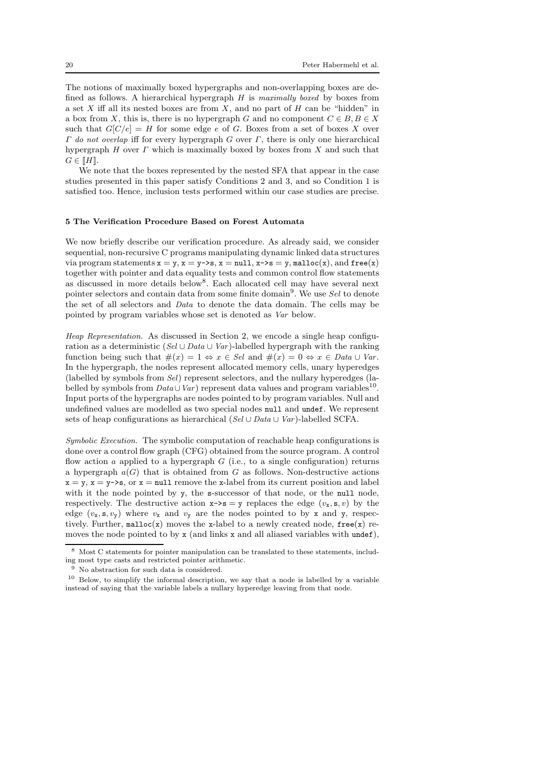The notions of maximally boxed hypergraphs and non-overlapping boxes are defined as follows. A hierarchical hypergraph $H$ is *maximally boxed* by boxes from a set $X$ iff all its nested boxes are from $X$, and no part of $H$ can be "hidden" in a box from $X$, this is, there is no hypergraph $G$ and no component $C \in B, B \in X$ such that $G[C/e] = H$ for some edge $e$ of $G$. Boxes from a set of boxes $X$ over $\Gamma$ *do not overlap* iff for every hypergraph $G$ over $\Gamma$, there is only one hierarchical hypergraph $H$ over $\Gamma$ which is maximally boxed by boxes from $X$ and such that $G \in [\![H]\!]$.

We note that the boxes represented by the nested SFA that appear in the case studies presented in this paper satisfy Conditions 2 and 3, and so Condition 1 is satisfied too. Hence, inclusion tests performed within our case studies are precise.

## 5 The Verification Procedure Based on Forest Automata

We now briefly describe our verification procedure. As already said, we consider sequential, non-recursive C programs manipulating dynamic linked data structures via program statements `x = y`, `x = y->s`, `x = null`, `x->s = y`, `malloc(x)`, and `free(x)` together with pointer and data equality tests and common control flow statements as discussed in more details below[8]. Each allocated cell may have several next pointer selectors and contain data from some finite domain[9]. We use *Sel* to denote the set of all selectors and *Data* to denote the data domain. The cells may be pointed by program variables whose set is denoted as *Var* below.

*Heap Representation.* As discussed in Section 2, we encode a single heap configuration as a deterministic $(Sel \cup Data \cup Var)$-labelled hypergraph with the ranking function being such that $\#(x) = 1 \Leftrightarrow x \in Sel$ and $\#(x) = 0 \Leftrightarrow x \in Data \cup Var$. In the hypergraph, the nodes represent allocated memory cells, unary hyperedges (labelled by symbols from *Sel*) represent selectors, and the nullary hyperedges (labelled by symbols from $Data \cup Var$) represent data values and program variables[10]. Input ports of the hypergraphs are nodes pointed to by program variables. Null and undefined values are modelled as two special nodes `null` and `undef`. We represent sets of heap configurations as hierarchical $(Sel \cup Data \cup Var)$-labelled SCFA.

*Symbolic Execution.* The symbolic computation of reachable heap configurations is done over a control flow graph (CFG) obtained from the source program. A control flow action $a$ applied to a hypergraph $G$ (i.e., to a single configuration) returns a hypergraph $a(G)$ that is obtained from $G$ as follows. Non-destructive actions `x = y`, `x = y->s`, or `x = null` remove the `x`-label from its current position and label with it the node pointed by `y`, the `s`-successor of that node, or the `null` node, respectively. The destructive action `x->s = y` replaces the edge $(v_{\mathtt{x}}, \mathtt{s}, v)$ by the edge $(v_{\mathtt{x}}, \mathtt{s}, v_{\mathtt{y}})$ where $v_{\mathtt{x}}$ and $v_{\mathtt{y}}$ are the nodes pointed to by `x` and `y`, respectively. Further, `malloc(x)` moves the `x`-label to a newly created node, `free(x)` removes the node pointed to by `x` (and links `x` and all aliased variables with `undef`),

---

[8] Most C statements for pointer manipulation can be translated to these statements, including most type casts and restricted pointer arithmetic.

[9] No abstraction for such data is considered.

[10] Below, to simplify the informal description, we say that a node is labelled by a variable instead of saying that the variable labels a nullary hyperedge leaving from that node.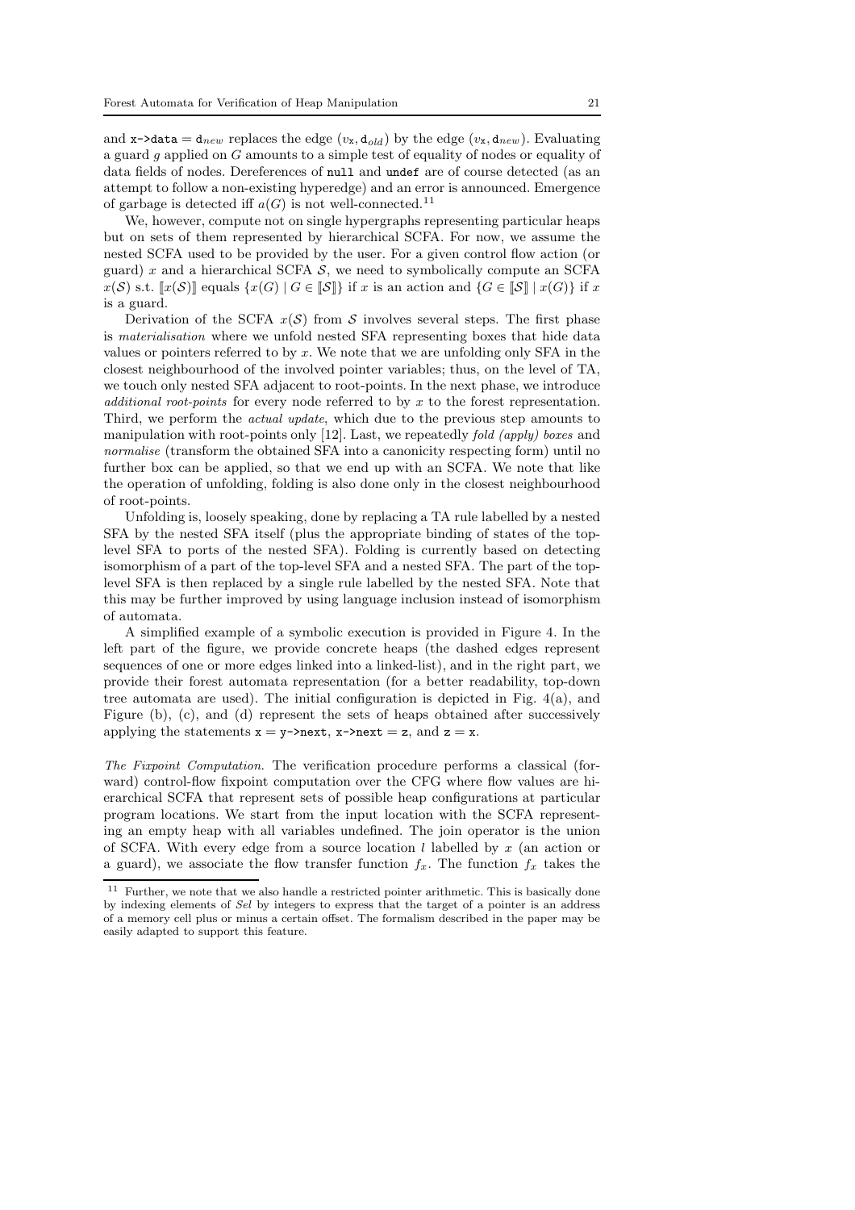and `x->data` $= \mathtt{d}_{new}$ replaces the edge $(v_{\mathtt{x}}, \mathtt{d}_{old})$ by the edge $(v_{\mathtt{x}}, \mathtt{d}_{new})$. Evaluating a guard $g$ applied on $G$ amounts to a simple test of equality of nodes or equality of data fields of nodes. Dereferences of `null` and `undef` are of course detected (as an attempt to follow a non-existing hyperedge) and an error is announced. Emergence of garbage is detected iff $a(G)$ is not well-connected.[11]

We, however, compute not on single hypergraphs representing particular heaps but on sets of them represented by hierarchical SCFA. For now, we assume the nested SCFA used to be provided by the user. For a given control flow action (or guard) $x$ and a hierarchical SCFA $\mathcal{S}$, we need to symbolically compute an SCFA $x(\mathcal{S})$ s.t. $[\![x(\mathcal{S})]\!]$ equals $\{x(G) \mid G \in [\![\mathcal{S}]\!]\}$ if $x$ is an action and $\{G \in [\![\mathcal{S}]\!] \mid x(G)\}$ if $x$ is a guard.

Derivation of the SCFA $x(\mathcal{S})$ from $\mathcal{S}$ involves several steps. The first phase is *materialisation* where we unfold nested SFA representing boxes that hide data values or pointers referred to by $x$. We note that we are unfolding only SFA in the closest neighbourhood of the involved pointer variables; thus, on the level of TA, we touch only nested SFA adjacent to root-points. In the next phase, we introduce *additional root-points* for every node referred to by $x$ to the forest representation. Third, we perform the *actual update*, which due to the previous step amounts to manipulation with root-points only [12]. Last, we repeatedly *fold (apply) boxes* and *normalise* (transform the obtained SFA into a canonicity respecting form) until no further box can be applied, so that we end up with an SCFA. We note that like the operation of unfolding, folding is also done only in the closest neighbourhood of root-points.

Unfolding is, loosely speaking, done by replacing a TA rule labelled by a nested SFA by the nested SFA itself (plus the appropriate binding of states of the top-level SFA to ports of the nested SFA). Folding is currently based on detecting isomorphism of a part of the top-level SFA and a nested SFA. The part of the top-level SFA is then replaced by a single rule labelled by the nested SFA. Note that this may be further improved by using language inclusion instead of isomorphism of automata.

A simplified example of a symbolic execution is provided in Figure 4. In the left part of the figure, we provide concrete heaps (the dashed edges represent sequences of one or more edges linked into a linked-list), and in the right part, we provide their forest automata representation (for a better readability, top-down tree automata are used). The initial configuration is depicted in Fig. 4(a), and Figure (b), (c), and (d) represent the sets of heaps obtained after successively applying the statements `x = y->next`, `x->next = z`, and `z = x`.

*The Fixpoint Computation.* The verification procedure performs a classical (forward) control-flow fixpoint computation over the CFG where flow values are hierarchical SCFA that represent sets of possible heap configurations at particular program locations. We start from the input location with the SCFA representing an empty heap with all variables undefined. The join operator is the union of SCFA. With every edge from a source location $l$ labelled by $x$ (an action or a guard), we associate the flow transfer function $f_x$. The function $f_x$ takes the

[11] Further, we note that we also handle a restricted pointer arithmetic. This is basically done by indexing elements of *Sel* by integers to express that the target of a pointer is an address of a memory cell plus or minus a certain offset. The formalism described in the paper may be easily adapted to support this feature.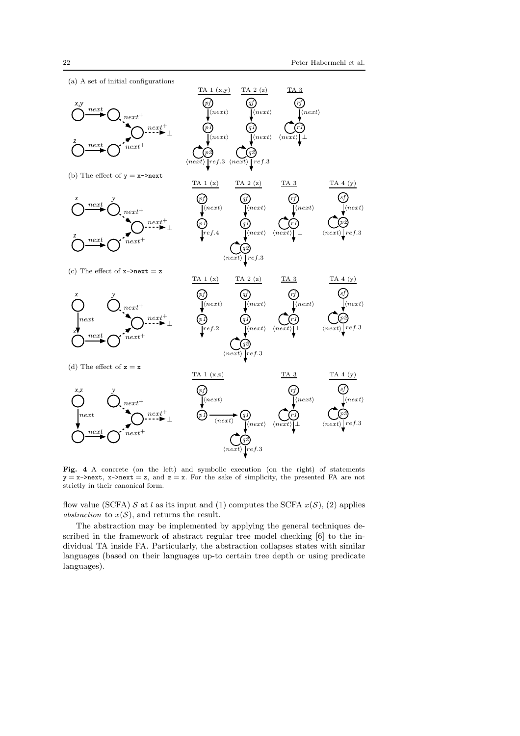(a) A set of initial configurations

(b) The effect of `y = x->next`

(c) The effect of `x->next = z`

(d) The effect of `z = x`

**Fig. 4** A concrete (on the left) and symbolic execution (on the right) of statements `y = x->next`, `x->next = z`, and `z = x`. For the sake of simplicity, the presented FA are not strictly in their canonical form.

flow value (SCFA) $\mathcal{S}$ at $l$ as its input and (1) computes the SCFA $x(\mathcal{S})$, (2) applies *abstraction* to $x(\mathcal{S})$, and returns the result.

The abstraction may be implemented by applying the general techniques described in the framework of abstract regular tree model checking [6] to the individual TA inside FA. Particularly, the abstraction collapses states with similar languages (based on their languages up-to certain tree depth or using predicate languages).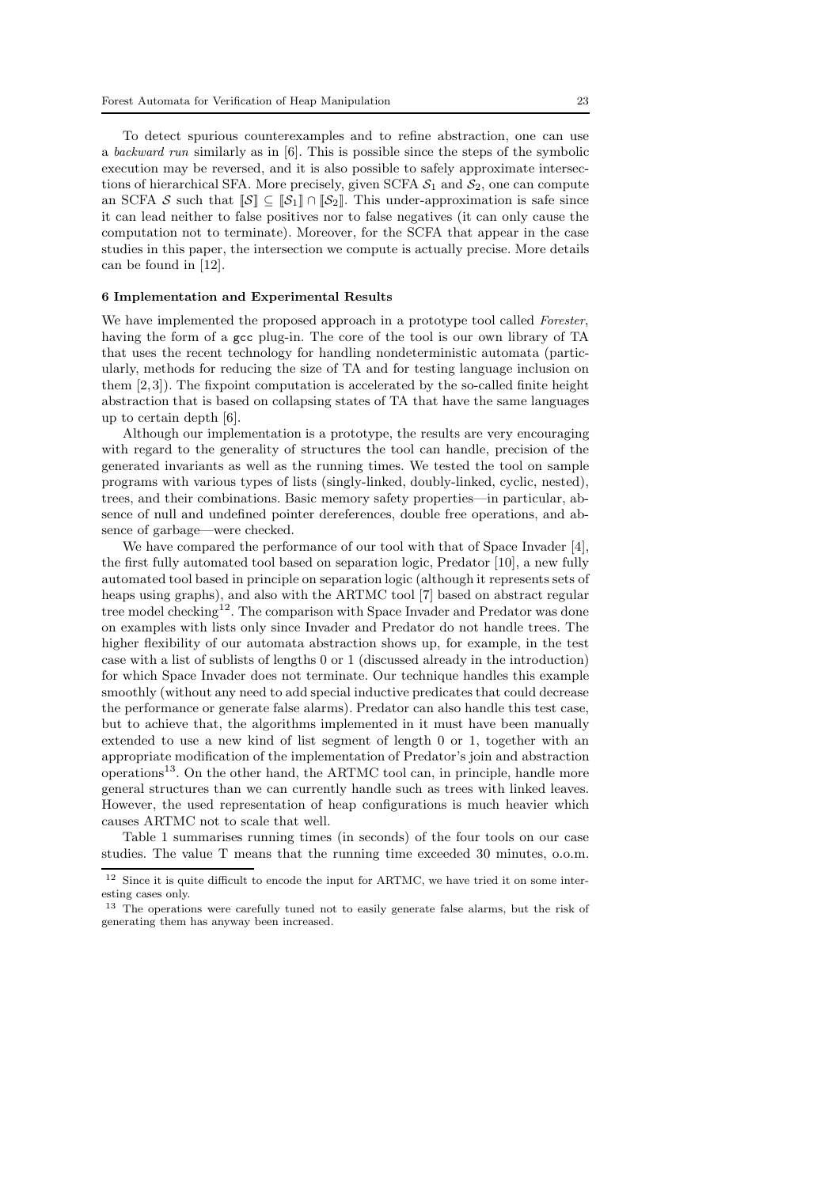To detect spurious counterexamples and to refine abstraction, one can use a *backward run* similarly as in [6]. This is possible since the steps of the symbolic execution may be reversed, and it is also possible to safely approximate intersections of hierarchical SFA. More precisely, given SCFA $\mathcal{S}_1$ and $\mathcal{S}_2$, one can compute an SCFA $\mathcal{S}$ such that $[\![\mathcal{S}]\!] \subseteq [\![\mathcal{S}_1]\!] \cap [\![\mathcal{S}_2]\!]$. This under-approximation is safe since it can lead neither to false positives nor to false negatives (it can only cause the computation not to terminate). Moreover, for the SCFA that appear in the case studies in this paper, the intersection we compute is actually precise. More details can be found in [12].

### 6 Implementation and Experimental Results

We have implemented the proposed approach in a prototype tool called *Forester*, having the form of a gcc plug-in. The core of the tool is our own library of TA that uses the recent technology for handling nondeterministic automata (particularly, methods for reducing the size of TA and for testing language inclusion on them [2,3]). The fixpoint computation is accelerated by the so-called finite height abstraction that is based on collapsing states of TA that have the same languages up to certain depth [6].

Although our implementation is a prototype, the results are very encouraging with regard to the generality of structures the tool can handle, precision of the generated invariants as well as the running times. We tested the tool on sample programs with various types of lists (singly-linked, doubly-linked, cyclic, nested), trees, and their combinations. Basic memory safety properties—in particular, absence of null and undefined pointer dereferences, double free operations, and absence of garbage—were checked.

We have compared the performance of our tool with that of Space Invader [4], the first fully automated tool based on separation logic, Predator [10], a new fully automated tool based in principle on separation logic (although it represents sets of heaps using graphs), and also with the ARTMC tool [7] based on abstract regular tree model checking[12]. The comparison with Space Invader and Predator was done on examples with lists only since Invader and Predator do not handle trees. The higher flexibility of our automata abstraction shows up, for example, in the test case with a list of sublists of lengths 0 or 1 (discussed already in the introduction) for which Space Invader does not terminate. Our technique handles this example smoothly (without any need to add special inductive predicates that could decrease the performance or generate false alarms). Predator can also handle this test case, but to achieve that, the algorithms implemented in it must have been manually extended to use a new kind of list segment of length 0 or 1, together with an appropriate modification of the implementation of Predator's join and abstraction operations[13]. On the other hand, the ARTMC tool can, in principle, handle more general structures than we can currently handle such as trees with linked leaves. However, the used representation of heap configurations is much heavier which causes ARTMC not to scale that well.

Table 1 summarises running times (in seconds) of the four tools on our case studies. The value T means that the running time exceeded 30 minutes, o.o.m.

[12] Since it is quite difficult to encode the input for ARTMC, we have tried it on some interesting cases only.

[13] The operations were carefully tuned not to easily generate false alarms, but the risk of generating them has anyway been increased.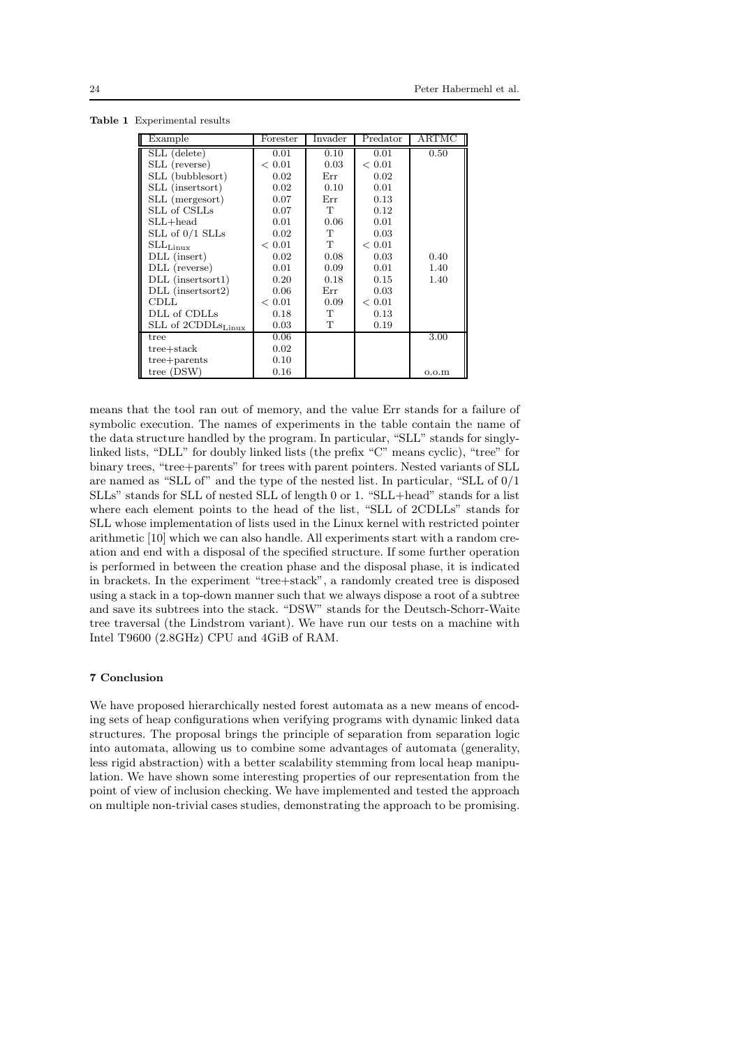**Table 1** Experimental results

| Example | Forester | Invader | Predator | ARTMC |
|---|---|---|---|---|
| SLL (delete) | 0.01 | 0.10 | 0.01 | 0.50 |
| SLL (reverse) | < 0.01 | 0.03 | < 0.01 | |
| SLL (bubblesort) | 0.02 | Err | 0.02 | |
| SLL (insertsort) | 0.02 | 0.10 | 0.01 | |
| SLL (mergesort) | 0.07 | Err | 0.13 | |
| SLL of CSLLs | 0.07 | T | 0.12 | |
| SLL+head | 0.01 | 0.06 | 0.01 | |
| SLL of 0/1 SLLs | 0.02 | T | 0.03 | |
| $\text{SLL}_{\text{Linux}}$ | < 0.01 | T | < 0.01 | |
| DLL (insert) | 0.02 | 0.08 | 0.03 | 0.40 |
| DLL (reverse) | 0.01 | 0.09 | 0.01 | 1.40 |
| DLL (insertsort1) | 0.20 | 0.18 | 0.15 | 1.40 |
| DLL (insertsort2) | 0.06 | Err | 0.03 | |
| CDLL | < 0.01 | 0.09 | < 0.01 | |
| DLL of CDLLs | 0.18 | T | 0.13 | |
| SLL of $\text{2CDDLs}_{\text{Linux}}$ | 0.03 | T | 0.19 | |
| tree | 0.06 | | | 3.00 |
| tree+stack | 0.02 | | | |
| tree+parents | 0.10 | | | |
| tree (DSW) | 0.16 | | | o.o.m |

means that the tool ran out of memory, and the value Err stands for a failure of symbolic execution. The names of experiments in the table contain the name of the data structure handled by the program. In particular, "SLL" stands for singly-linked lists, "DLL" for doubly linked lists (the prefix "C" means cyclic), "tree" for binary trees, "tree+parents" for trees with parent pointers. Nested variants of SLL are named as "SLL of" and the type of the nested list. In particular, "SLL of 0/1 SLLs" stands for SLL of nested SLL of length 0 or 1. "SLL+head" stands for a list where each element points to the head of the list, "SLL of 2CDLLs" stands for SLL whose implementation of lists used in the Linux kernel with restricted pointer arithmetic [10] which we can also handle. All experiments start with a random creation and end with a disposal of the specified structure. If some further operation is performed in between the creation phase and the disposal phase, it is indicated in brackets. In the experiment "tree+stack", a randomly created tree is disposed using a stack in a top-down manner such that we always dispose a root of a subtree and save its subtrees into the stack. "DSW" stands for the Deutsch-Schorr-Waite tree traversal (the Lindstrom variant). We have run our tests on a machine with Intel T9600 (2.8GHz) CPU and 4GiB of RAM.

## 7 Conclusion

We have proposed hierarchically nested forest automata as a new means of encoding sets of heap configurations when verifying programs with dynamic linked data structures. The proposal brings the principle of separation from separation logic into automata, allowing us to combine some advantages of automata (generality, less rigid abstraction) with a better scalability stemming from local heap manipulation. We have shown some interesting properties of our representation from the point of view of inclusion checking. We have implemented and tested the approach on multiple non-trivial cases studies, demonstrating the approach to be promising.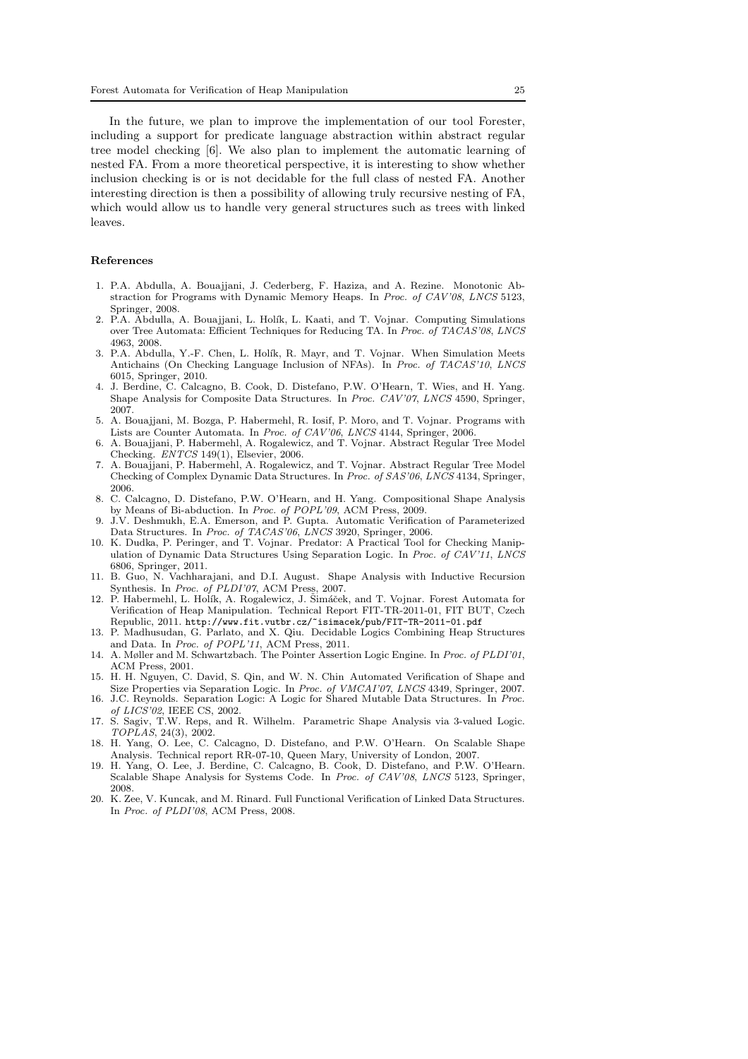In the future, we plan to improve the implementation of our tool Forester, including a support for predicate language abstraction within abstract regular tree model checking [6]. We also plan to implement the automatic learning of nested FA. From a more theoretical perspective, it is interesting to show whether inclusion checking is or is not decidable for the full class of nested FA. Another interesting direction is then a possibility of allowing truly recursive nesting of FA, which would allow us to handle very general structures such as trees with linked leaves.

## References

1. P.A. Abdulla, A. Bouajjani, J. Cederberg, F. Haziza, and A. Rezine. Monotonic Abstraction for Programs with Dynamic Memory Heaps. In *Proc. of CAV'08*, *LNCS* 5123, Springer, 2008.
2. P.A. Abdulla, A. Bouajjani, L. Holík, L. Kaati, and T. Vojnar. Computing Simulations over Tree Automata: Efficient Techniques for Reducing TA. In *Proc. of TACAS'08*, *LNCS* 4963, 2008.
3. P.A. Abdulla, Y.-F. Chen, L. Holík, R. Mayr, and T. Vojnar. When Simulation Meets Antichains (On Checking Language Inclusion of NFAs). In *Proc. of TACAS'10*, *LNCS* 6015, Springer, 2010.
4. J. Berdine, C. Calcagno, B. Cook, D. Distefano, P.W. O'Hearn, T. Wies, and H. Yang. Shape Analysis for Composite Data Structures. In *Proc. CAV'07*, *LNCS* 4590, Springer, 2007.
5. A. Bouajjani, M. Bozga, P. Habermehl, R. Iosif, P. Moro, and T. Vojnar. Programs with Lists are Counter Automata. In *Proc. of CAV'06*, *LNCS* 4144, Springer, 2006.
6. A. Bouajjani, P. Habermehl, A. Rogalewicz, and T. Vojnar. Abstract Regular Tree Model Checking. *ENTCS* 149(1), Elsevier, 2006.
7. A. Bouajjani, P. Habermehl, A. Rogalewicz, and T. Vojnar. Abstract Regular Tree Model Checking of Complex Dynamic Data Structures. In *Proc. of SAS'06*, *LNCS* 4134, Springer, 2006.
8. C. Calcagno, D. Distefano, P.W. O'Hearn, and H. Yang. Compositional Shape Analysis by Means of Bi-abduction. In *Proc. of POPL'09*, ACM Press, 2009.
9. J.V. Deshmukh, E.A. Emerson, and P. Gupta. Automatic Verification of Parameterized Data Structures. In *Proc. of TACAS'06*, *LNCS* 3920, Springer, 2006.
10. K. Dudka, P. Peringer, and T. Vojnar. Predator: A Practical Tool for Checking Manipulation of Dynamic Data Structures Using Separation Logic. In *Proc. of CAV'11*, *LNCS* 6806, Springer, 2011.
11. B. Guo, N. Vachharajani, and D.I. August. Shape Analysis with Inductive Recursion Synthesis. In *Proc. of PLDI'07*, ACM Press, 2007.
12. P. Habermehl, L. Holík, A. Rogalewicz, J. Šimáček, and T. Vojnar. Forest Automata for Verification of Heap Manipulation. Technical Report FIT-TR-2011-01, FIT BUT, Czech Republic, 2011. http://www.fit.vutbr.cz/~isimacek/pub/FIT-TR-2011-01.pdf
13. P. Madhusudan, G. Parlato, and X. Qiu. Decidable Logics Combining Heap Structures and Data. In *Proc. of POPL'11*, ACM Press, 2011.
14. A. Møller and M. Schwartzbach. The Pointer Assertion Logic Engine. In *Proc. of PLDI'01*, ACM Press, 2001.
15. H. H. Nguyen, C. David, S. Qin, and W. N. Chin Automated Verification of Shape and Size Properties via Separation Logic. In *Proc. of VMCAI'07*, *LNCS* 4349, Springer, 2007.
16. J.C. Reynolds. Separation Logic: A Logic for Shared Mutable Data Structures. In *Proc. of LICS'02*, IEEE CS, 2002.
17. S. Sagiv, T.W. Reps, and R. Wilhelm. Parametric Shape Analysis via 3-valued Logic. *TOPLAS*, 24(3), 2002.
18. H. Yang, O. Lee, C. Calcagno, D. Distefano, and P.W. O'Hearn. On Scalable Shape Analysis. Technical report RR-07-10, Queen Mary, University of London, 2007.
19. H. Yang, O. Lee, J. Berdine, C. Calcagno, B. Cook, D. Distefano, and P.W. O'Hearn. Scalable Shape Analysis for Systems Code. In *Proc. of CAV'08*, *LNCS* 5123, Springer, 2008.
20. K. Zee, V. Kuncak, and M. Rinard. Full Functional Verification of Linked Data Structures. In *Proc. of PLDI'08*, ACM Press, 2008.